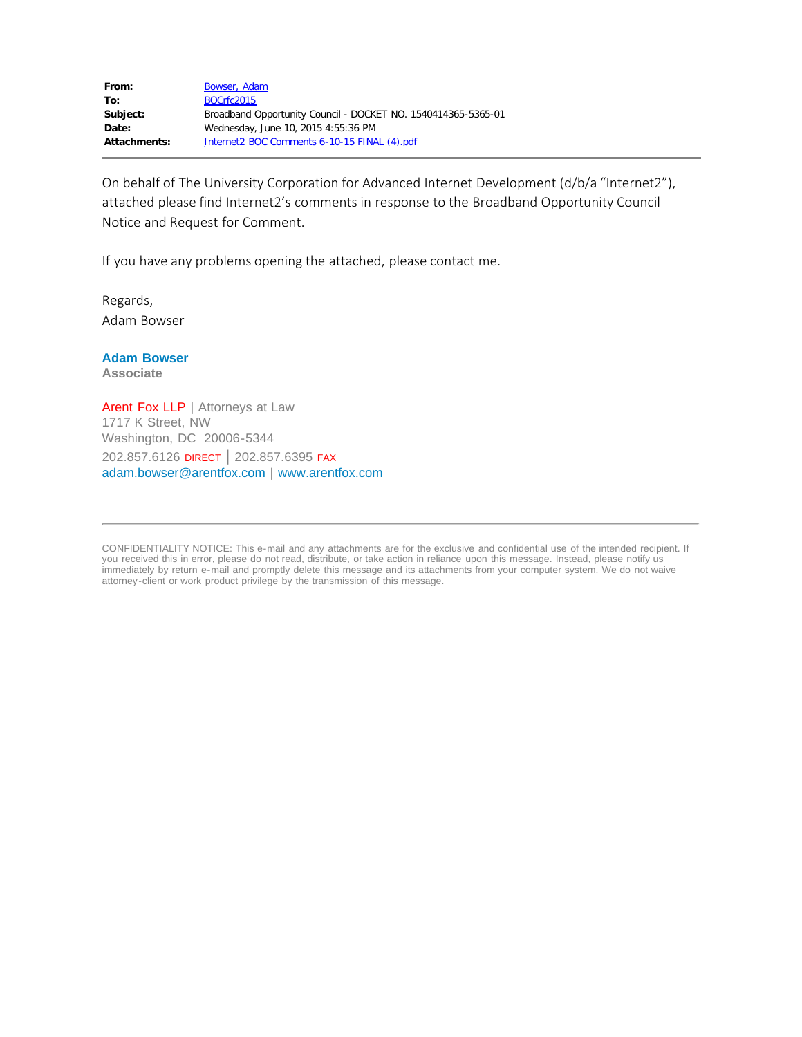|  |  |
|---|---|
| **From:** | Bowser, Adam |
| **To:** | BOCrfc2015 |
| **Subject:** | Broadband Opportunity Council - DOCKET NO. 1540414365-5365-01 |
| **Date:** | Wednesday, June 10, 2015 4:55:36 PM |
| **Attachments:** | Internet2 BOC Comments 6-10-15 FINAL (4).pdf |

---

On behalf of The University Corporation for Advanced Internet Development (d/b/a "Internet2"), attached please find Internet2's comments in response to the Broadband Opportunity Council Notice and Request for Comment.

If you have any problems opening the attached, please contact me.

Regards,
Adam Bowser

**Adam Bowser**
**Associate**

Arent Fox LLP | Attorneys at Law
1717 K Street, NW
Washington, DC 20006-5344
202.857.6126 DIRECT | 202.857.6395 FAX
adam.bowser@arentfox.com | www.arentfox.com

---

CONFIDENTIALITY NOTICE: This e-mail and any attachments are for the exclusive and confidential use of the intended recipient. If you received this in error, please do not read, distribute, or take action in reliance upon this message. Instead, please notify us immediately by return e-mail and promptly delete this message and its attachments from your computer system. We do not waive attorney-client or work product privilege by the transmission of this message.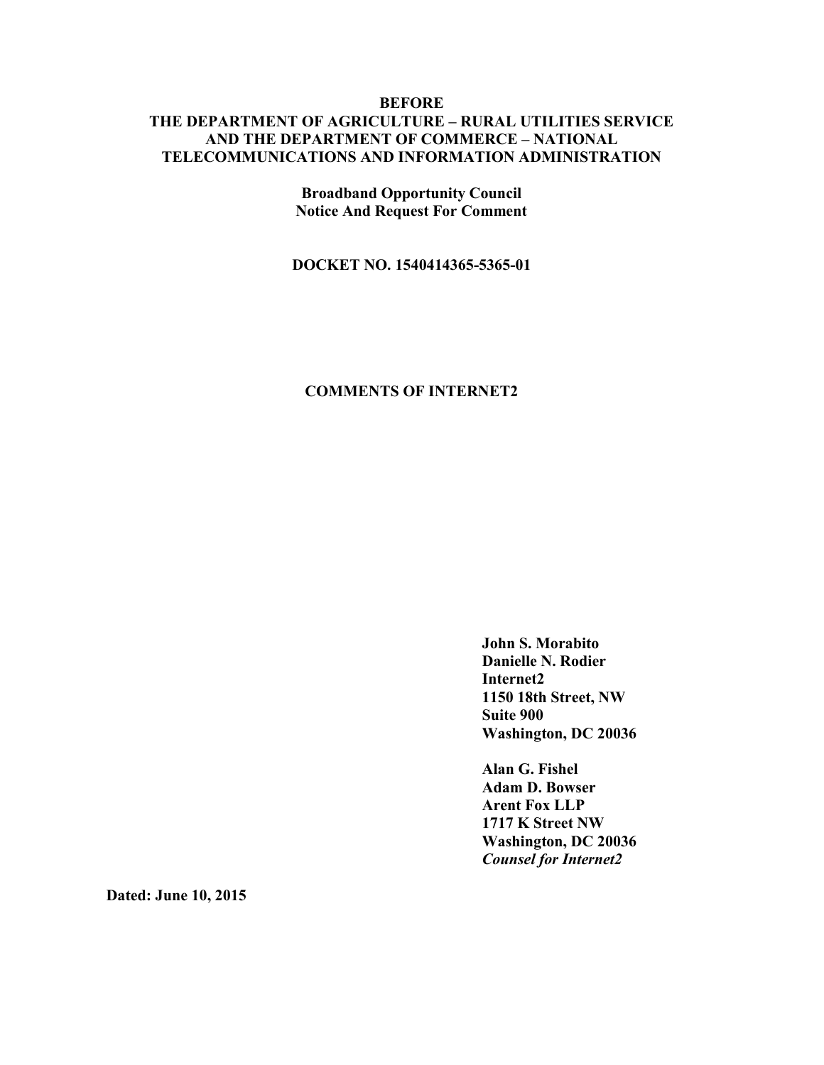**BEFORE**
**THE DEPARTMENT OF AGRICULTURE – RURAL UTILITIES SERVICE AND THE DEPARTMENT OF COMMERCE – NATIONAL TELECOMMUNICATIONS AND INFORMATION ADMINISTRATION**

**Broadband Opportunity Council**
**Notice And Request For Comment**

**DOCKET NO. 1540414365-5365-01**

**COMMENTS OF INTERNET2**

**John S. Morabito**
**Danielle N. Rodier**
**Internet2**
**1150 18th Street, NW**
**Suite 900**
**Washington, DC 20036**

**Alan G. Fishel**
**Adam D. Bowser**
**Arent Fox LLP**
**1717 K Street NW**
**Washington, DC 20036**
***Counsel for Internet2***

**Dated: June 10, 2015**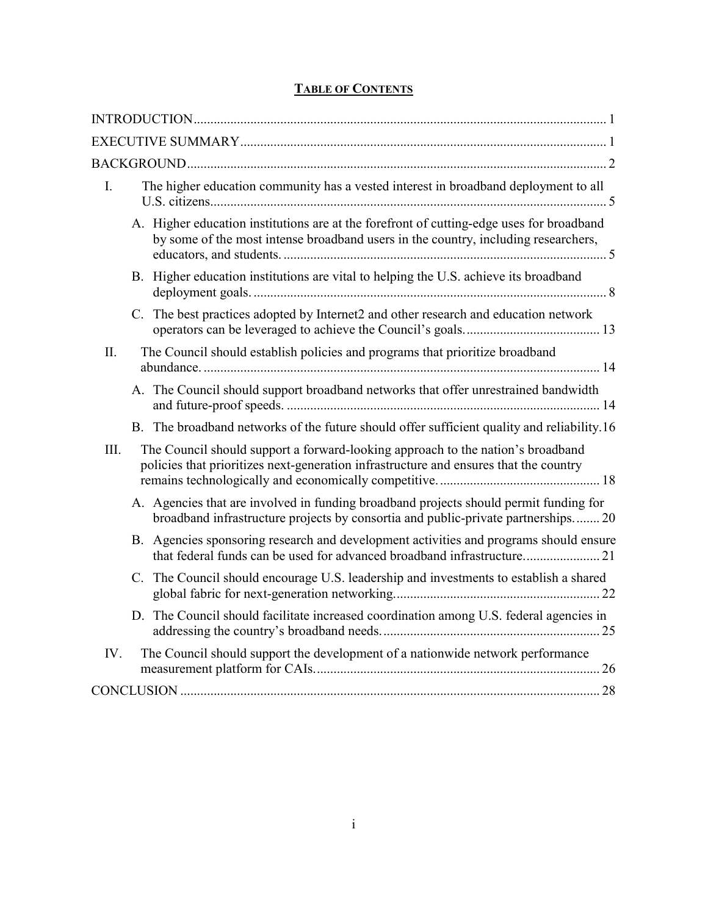## TABLE OF CONTENTS

INTRODUCTION ..... 1

EXECUTIVE SUMMARY ..... 1

BACKGROUND ..... 2

I. The higher education community has a vested interest in broadband deployment to all U.S. citizens ..... 5

   A. Higher education institutions are at the forefront of cutting-edge uses for broadband by some of the most intense broadband users in the country, including researchers, educators, and students. ..... 5

   B. Higher education institutions are vital to helping the U.S. achieve its broadband deployment goals. ..... 8

   C. The best practices adopted by Internet2 and other research and education network operators can be leveraged to achieve the Council's goals. ..... 13

II. The Council should establish policies and programs that prioritize broadband abundance. ..... 14

   A. The Council should support broadband networks that offer unrestrained bandwidth and future-proof speeds. ..... 14

   B. The broadband networks of the future should offer sufficient quality and reliability. ..... 16

III. The Council should support a forward-looking approach to the nation's broadband policies that prioritizes next-generation infrastructure and ensures that the country remains technologically and economically competitive. ..... 18

   A. Agencies that are involved in funding broadband projects should permit funding for broadband infrastructure projects by consortia and public-private partnerships. ..... 20

   B. Agencies sponsoring research and development activities and programs should ensure that federal funds can be used for advanced broadband infrastructure. ..... 21

   C. The Council should encourage U.S. leadership and investments to establish a shared global fabric for next-generation networking. ..... 22

   D. The Council should facilitate increased coordination among U.S. federal agencies in addressing the country's broadband needs. ..... 25

IV. The Council should support the development of a nationwide network performance measurement platform for CAIs. ..... 26

CONCLUSION ..... 28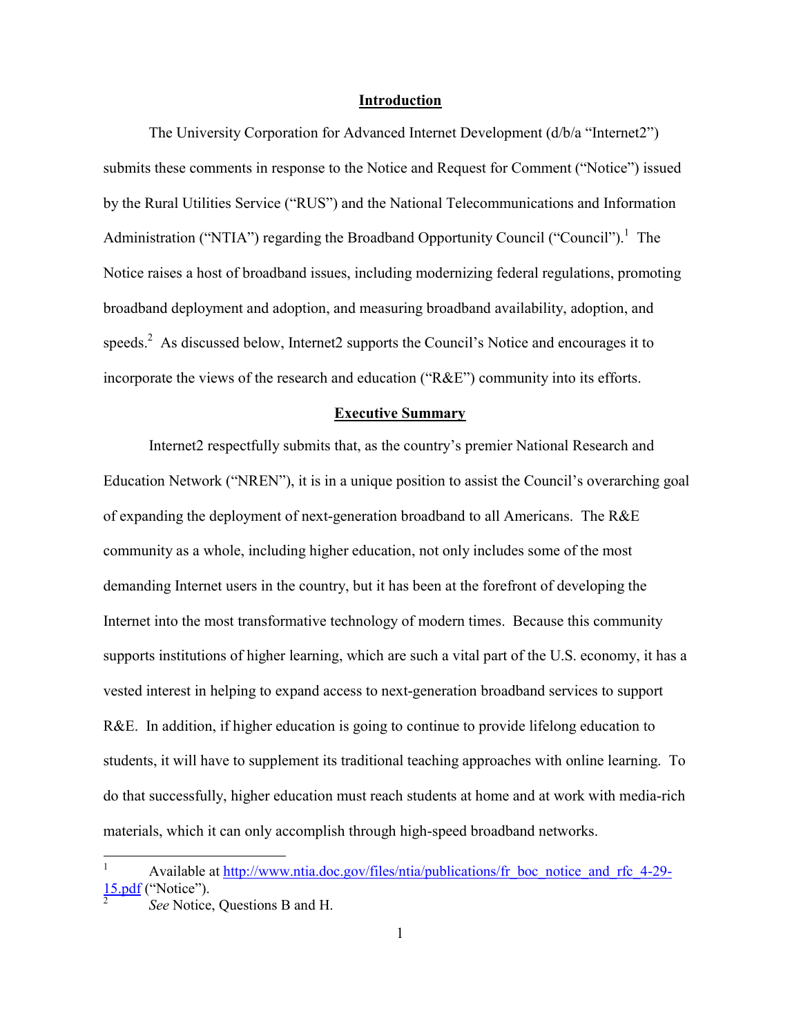## Introduction

The University Corporation for Advanced Internet Development (d/b/a "Internet2") submits these comments in response to the Notice and Request for Comment ("Notice") issued by the Rural Utilities Service ("RUS") and the National Telecommunications and Information Administration ("NTIA") regarding the Broadband Opportunity Council ("Council").[1] The Notice raises a host of broadband issues, including modernizing federal regulations, promoting broadband deployment and adoption, and measuring broadband availability, adoption, and speeds.[2] As discussed below, Internet2 supports the Council's Notice and encourages it to incorporate the views of the research and education ("R&E") community into its efforts.

## Executive Summary

Internet2 respectfully submits that, as the country's premier National Research and Education Network ("NREN"), it is in a unique position to assist the Council's overarching goal of expanding the deployment of next-generation broadband to all Americans. The R&E community as a whole, including higher education, not only includes some of the most demanding Internet users in the country, but it has been at the forefront of developing the Internet into the most transformative technology of modern times. Because this community supports institutions of higher learning, which are such a vital part of the U.S. economy, it has a vested interest in helping to expand access to next-generation broadband services to support R&E. In addition, if higher education is going to continue to provide lifelong education to students, it will have to supplement its traditional teaching approaches with online learning. To do that successfully, higher education must reach students at home and at work with media-rich materials, which it can only accomplish through high-speed broadband networks.

---

[1] Available at http://www.ntia.doc.gov/files/ntia/publications/fr_boc_notice_and_rfc_4-29-15.pdf ("Notice").

[2] *See* Notice, Questions B and H.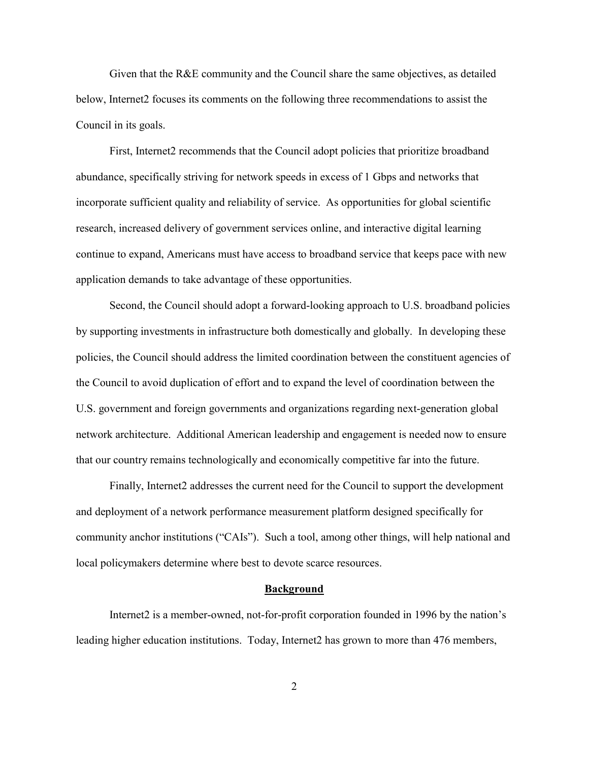Given that the R&E community and the Council share the same objectives, as detailed below, Internet2 focuses its comments on the following three recommendations to assist the Council in its goals.

First, Internet2 recommends that the Council adopt policies that prioritize broadband abundance, specifically striving for network speeds in excess of 1 Gbps and networks that incorporate sufficient quality and reliability of service. As opportunities for global scientific research, increased delivery of government services online, and interactive digital learning continue to expand, Americans must have access to broadband service that keeps pace with new application demands to take advantage of these opportunities.

Second, the Council should adopt a forward-looking approach to U.S. broadband policies by supporting investments in infrastructure both domestically and globally. In developing these policies, the Council should address the limited coordination between the constituent agencies of the Council to avoid duplication of effort and to expand the level of coordination between the U.S. government and foreign governments and organizations regarding next-generation global network architecture. Additional American leadership and engagement is needed now to ensure that our country remains technologically and economically competitive far into the future.

Finally, Internet2 addresses the current need for the Council to support the development and deployment of a network performance measurement platform designed specifically for community anchor institutions ("CAIs"). Such a tool, among other things, will help national and local policymakers determine where best to devote scarce resources.

## Background

Internet2 is a member-owned, not-for-profit corporation founded in 1996 by the nation's leading higher education institutions. Today, Internet2 has grown to more than 476 members,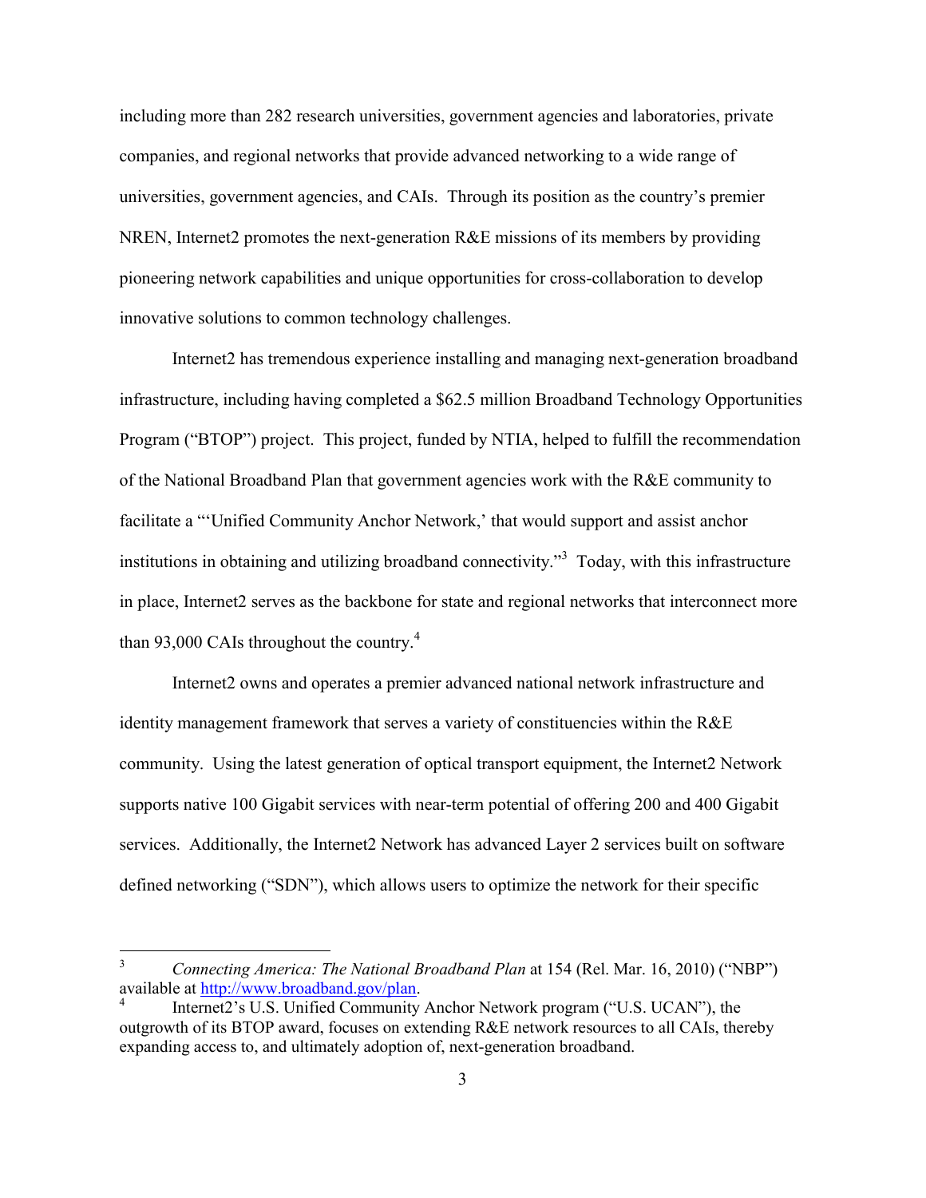including more than 282 research universities, government agencies and laboratories, private companies, and regional networks that provide advanced networking to a wide range of universities, government agencies, and CAIs. Through its position as the country's premier NREN, Internet2 promotes the next-generation R&E missions of its members by providing pioneering network capabilities and unique opportunities for cross-collaboration to develop innovative solutions to common technology challenges.

Internet2 has tremendous experience installing and managing next-generation broadband infrastructure, including having completed a $62.5 million Broadband Technology Opportunities Program ("BTOP") project. This project, funded by NTIA, helped to fulfill the recommendation of the National Broadband Plan that government agencies work with the R&E community to facilitate a "'Unified Community Anchor Network,' that would support and assist anchor institutions in obtaining and utilizing broadband connectivity."[3] Today, with this infrastructure in place, Internet2 serves as the backbone for state and regional networks that interconnect more than 93,000 CAIs throughout the country.[4]

Internet2 owns and operates a premier advanced national network infrastructure and identity management framework that serves a variety of constituencies within the R&E community. Using the latest generation of optical transport equipment, the Internet2 Network supports native 100 Gigabit services with near-term potential of offering 200 and 400 Gigabit services. Additionally, the Internet2 Network has advanced Layer 2 services built on software defined networking ("SDN"), which allows users to optimize the network for their specific

---

[3] *Connecting America: The National Broadband Plan* at 154 (Rel. Mar. 16, 2010) ("NBP") available at http://www.broadband.gov/plan.

[4] Internet2's U.S. Unified Community Anchor Network program ("U.S. UCAN"), the outgrowth of its BTOP award, focuses on extending R&E network resources to all CAIs, thereby expanding access to, and ultimately adoption of, next-generation broadband.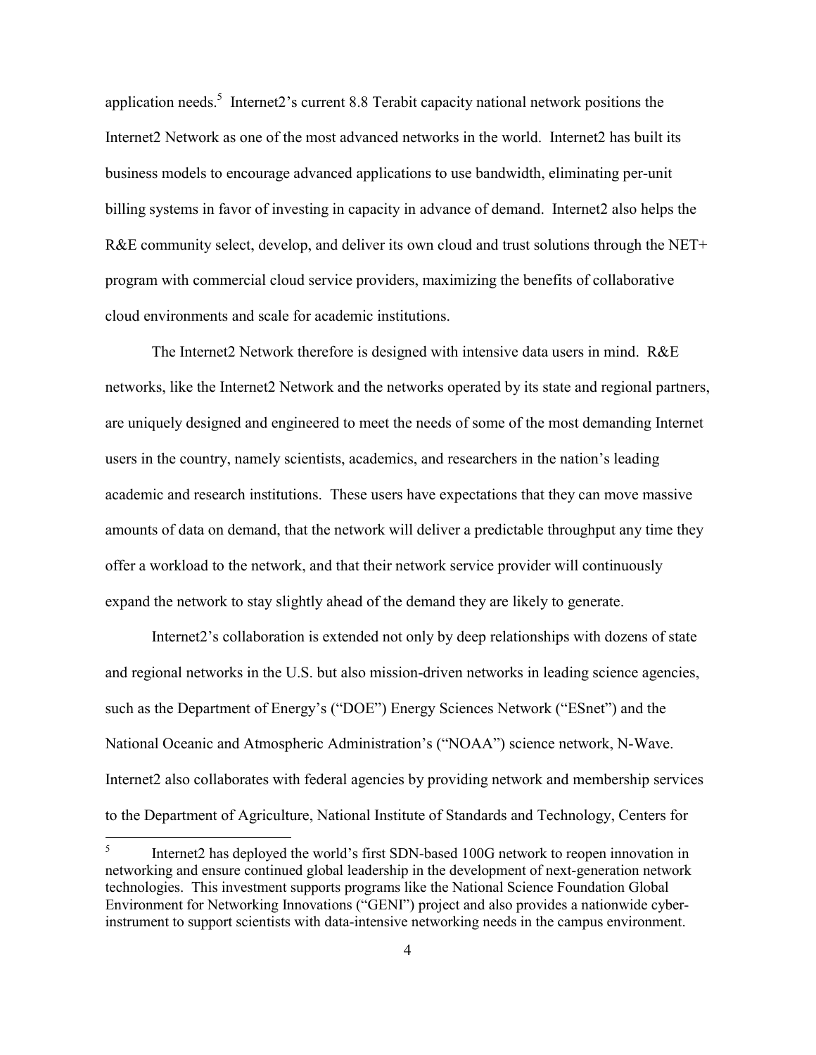application needs.[5] Internet2's current 8.8 Terabit capacity national network positions the Internet2 Network as one of the most advanced networks in the world. Internet2 has built its business models to encourage advanced applications to use bandwidth, eliminating per-unit billing systems in favor of investing in capacity in advance of demand. Internet2 also helps the R&E community select, develop, and deliver its own cloud and trust solutions through the NET+ program with commercial cloud service providers, maximizing the benefits of collaborative cloud environments and scale for academic institutions.

The Internet2 Network therefore is designed with intensive data users in mind. R&E networks, like the Internet2 Network and the networks operated by its state and regional partners, are uniquely designed and engineered to meet the needs of some of the most demanding Internet users in the country, namely scientists, academics, and researchers in the nation's leading academic and research institutions. These users have expectations that they can move massive amounts of data on demand, that the network will deliver a predictable throughput any time they offer a workload to the network, and that their network service provider will continuously expand the network to stay slightly ahead of the demand they are likely to generate.

Internet2's collaboration is extended not only by deep relationships with dozens of state and regional networks in the U.S. but also mission-driven networks in leading science agencies, such as the Department of Energy's ("DOE") Energy Sciences Network ("ESnet") and the National Oceanic and Atmospheric Administration's ("NOAA") science network, N-Wave. Internet2 also collaborates with federal agencies by providing network and membership services to the Department of Agriculture, National Institute of Standards and Technology, Centers for

[5] Internet2 has deployed the world's first SDN-based 100G network to reopen innovation in networking and ensure continued global leadership in the development of next-generation network technologies. This investment supports programs like the National Science Foundation Global Environment for Networking Innovations ("GENI") project and also provides a nationwide cyber-instrument to support scientists with data-intensive networking needs in the campus environment.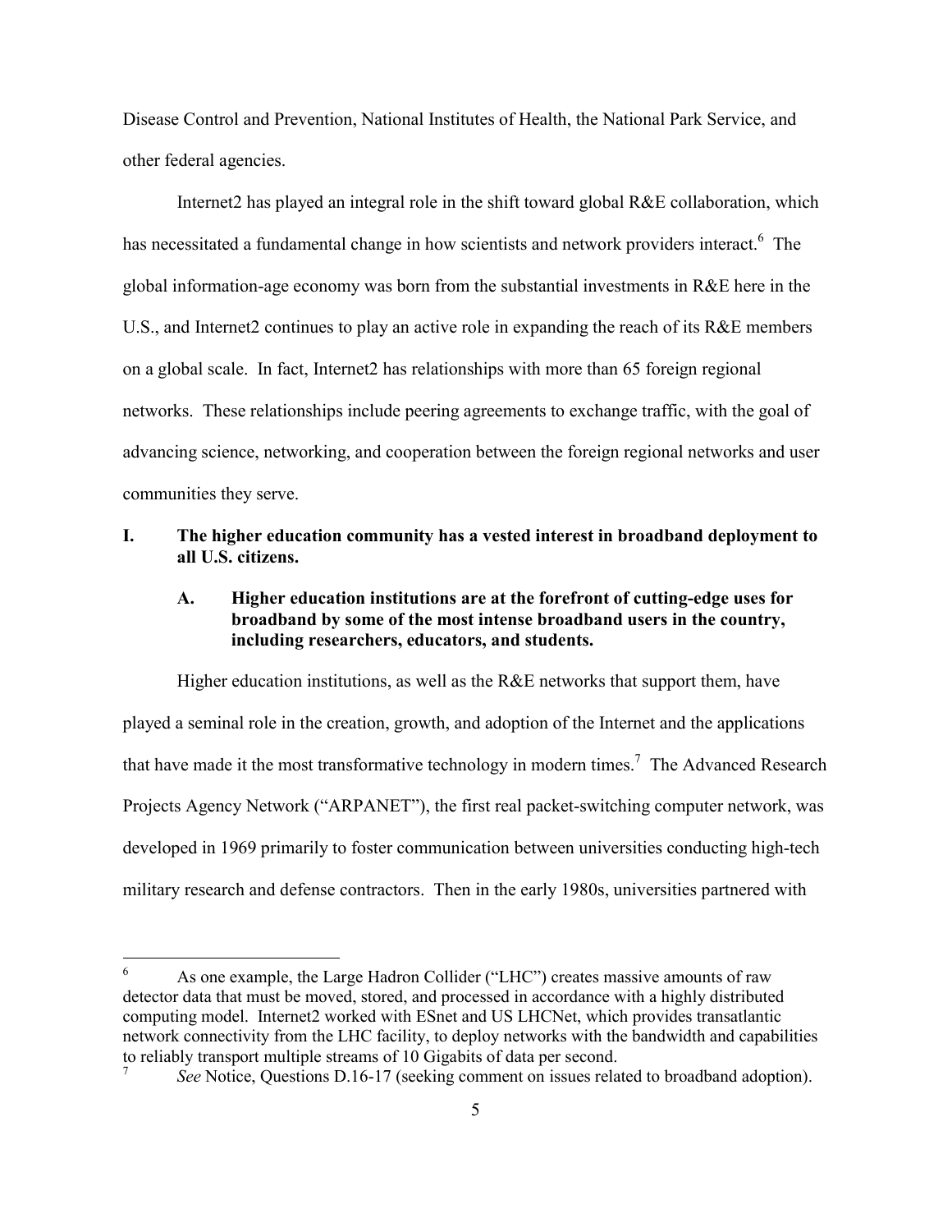Disease Control and Prevention, National Institutes of Health, the National Park Service, and other federal agencies.

Internet2 has played an integral role in the shift toward global R&E collaboration, which has necessitated a fundamental change in how scientists and network providers interact.[6] The global information-age economy was born from the substantial investments in R&E here in the U.S., and Internet2 continues to play an active role in expanding the reach of its R&E members on a global scale. In fact, Internet2 has relationships with more than 65 foreign regional networks. These relationships include peering agreements to exchange traffic, with the goal of advancing science, networking, and cooperation between the foreign regional networks and user communities they serve.

## I. The higher education community has a vested interest in broadband deployment to all U.S. citizens.

### A. Higher education institutions are at the forefront of cutting-edge uses for broadband by some of the most intense broadband users in the country, including researchers, educators, and students.

Higher education institutions, as well as the R&E networks that support them, have played a seminal role in the creation, growth, and adoption of the Internet and the applications that have made it the most transformative technology in modern times.[7] The Advanced Research Projects Agency Network ("ARPANET"), the first real packet-switching computer network, was developed in 1969 primarily to foster communication between universities conducting high-tech military research and defense contractors. Then in the early 1980s, universities partnered with

---

[6] As one example, the Large Hadron Collider ("LHC") creates massive amounts of raw detector data that must be moved, stored, and processed in accordance with a highly distributed computing model. Internet2 worked with ESnet and US LHCNet, which provides transatlantic network connectivity from the LHC facility, to deploy networks with the bandwidth and capabilities to reliably transport multiple streams of 10 Gigabits of data per second.

[7] *See* Notice, Questions D.16-17 (seeking comment on issues related to broadband adoption).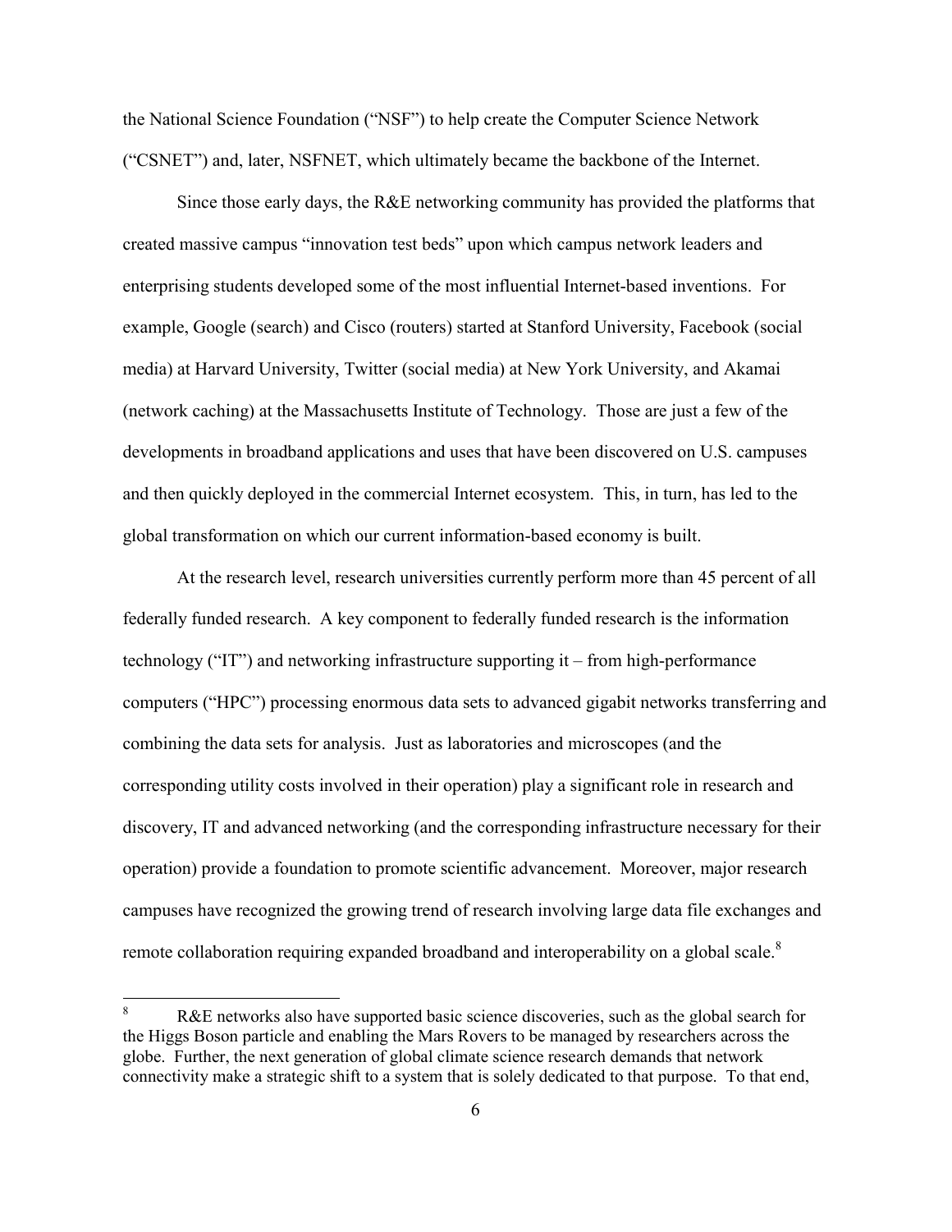the National Science Foundation ("NSF") to help create the Computer Science Network ("CSNET") and, later, NSFNET, which ultimately became the backbone of the Internet.

Since those early days, the R&E networking community has provided the platforms that created massive campus "innovation test beds" upon which campus network leaders and enterprising students developed some of the most influential Internet-based inventions. For example, Google (search) and Cisco (routers) started at Stanford University, Facebook (social media) at Harvard University, Twitter (social media) at New York University, and Akamai (network caching) at the Massachusetts Institute of Technology. Those are just a few of the developments in broadband applications and uses that have been discovered on U.S. campuses and then quickly deployed in the commercial Internet ecosystem. This, in turn, has led to the global transformation on which our current information-based economy is built.

At the research level, research universities currently perform more than 45 percent of all federally funded research. A key component to federally funded research is the information technology ("IT") and networking infrastructure supporting it – from high-performance computers ("HPC") processing enormous data sets to advanced gigabit networks transferring and combining the data sets for analysis. Just as laboratories and microscopes (and the corresponding utility costs involved in their operation) play a significant role in research and discovery, IT and advanced networking (and the corresponding infrastructure necessary for their operation) provide a foundation to promote scientific advancement. Moreover, major research campuses have recognized the growing trend of research involving large data file exchanges and remote collaboration requiring expanded broadband and interoperability on a global scale.[8]

---

[8] R&E networks also have supported basic science discoveries, such as the global search for the Higgs Boson particle and enabling the Mars Rovers to be managed by researchers across the globe. Further, the next generation of global climate science research demands that network connectivity make a strategic shift to a system that is solely dedicated to that purpose. To that end,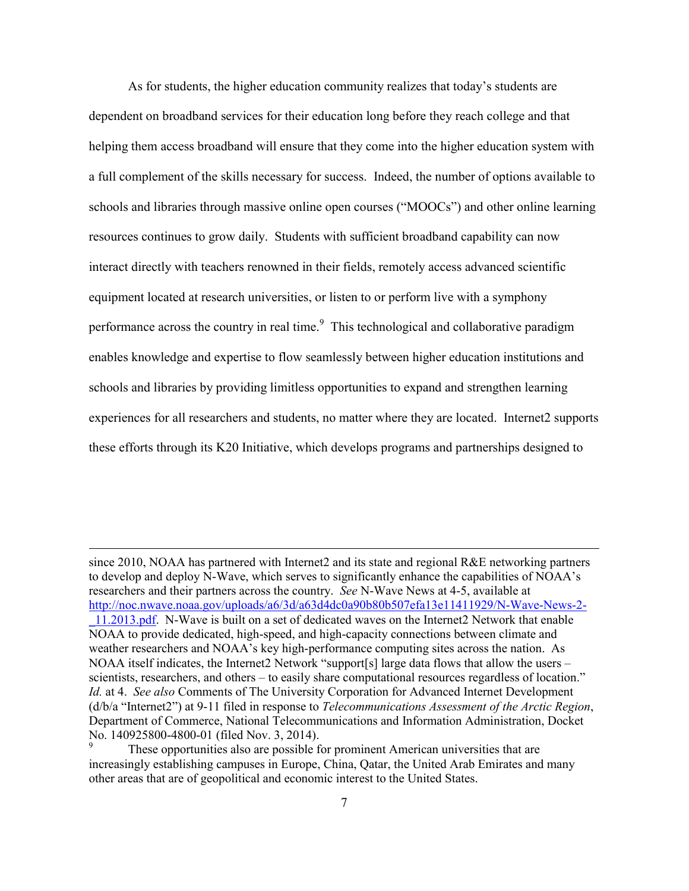As for students, the higher education community realizes that today's students are dependent on broadband services for their education long before they reach college and that helping them access broadband will ensure that they come into the higher education system with a full complement of the skills necessary for success. Indeed, the number of options available to schools and libraries through massive online open courses ("MOOCs") and other online learning resources continues to grow daily. Students with sufficient broadband capability can now interact directly with teachers renowned in their fields, remotely access advanced scientific equipment located at research universities, or listen to or perform live with a symphony performance across the country in real time.[9] This technological and collaborative paradigm enables knowledge and expertise to flow seamlessly between higher education institutions and schools and libraries by providing limitless opportunities to expand and strengthen learning experiences for all researchers and students, no matter where they are located. Internet2 supports these efforts through its K20 Initiative, which develops programs and partnerships designed to

---

since 2010, NOAA has partnered with Internet2 and its state and regional R&E networking partners to develop and deploy N-Wave, which serves to significantly enhance the capabilities of NOAA's researchers and their partners across the country. *See* N-Wave News at 4-5, available at http://noc.nwave.noaa.gov/uploads/a6/3d/a63d4dc0a90b80b507efa13e11411929/N-Wave-News-2-_11.2013.pdf. N-Wave is built on a set of dedicated waves on the Internet2 Network that enable NOAA to provide dedicated, high-speed, and high-capacity connections between climate and weather researchers and NOAA's key high-performance computing sites across the nation. As NOAA itself indicates, the Internet2 Network "support[s] large data flows that allow the users – scientists, researchers, and others – to easily share computational resources regardless of location." *Id.* at 4. *See also* Comments of The University Corporation for Advanced Internet Development (d/b/a "Internet2") at 9-11 filed in response to *Telecommunications Assessment of the Arctic Region*, Department of Commerce, National Telecommunications and Information Administration, Docket No. 140925800-4800-01 (filed Nov. 3, 2014).

[9] These opportunities also are possible for prominent American universities that are increasingly establishing campuses in Europe, China, Qatar, the United Arab Emirates and many other areas that are of geopolitical and economic interest to the United States.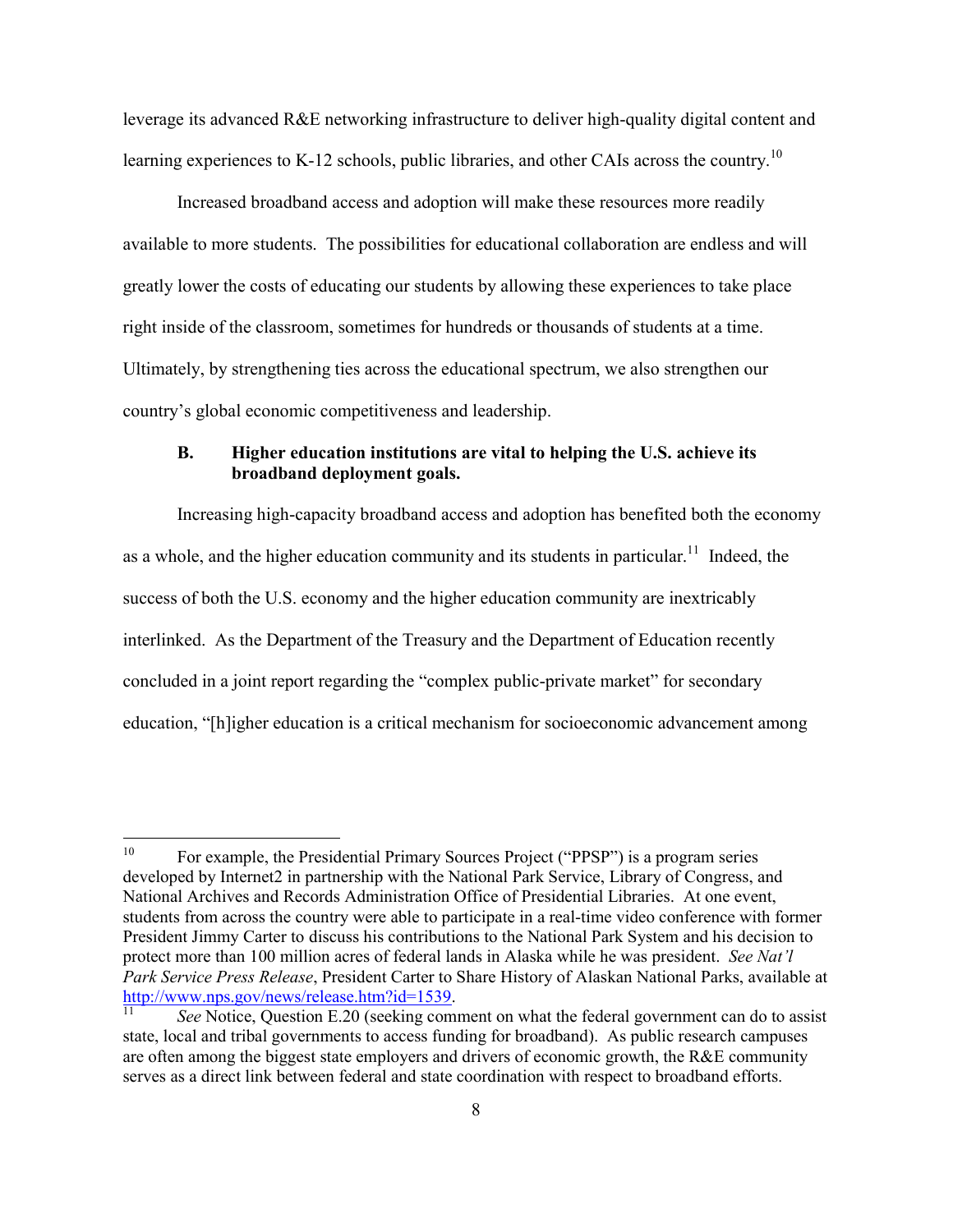leverage its advanced R&E networking infrastructure to deliver high-quality digital content and learning experiences to K-12 schools, public libraries, and other CAIs across the country.[10]

Increased broadband access and adoption will make these resources more readily available to more students. The possibilities for educational collaboration are endless and will greatly lower the costs of educating our students by allowing these experiences to take place right inside of the classroom, sometimes for hundreds or thousands of students at a time. Ultimately, by strengthening ties across the educational spectrum, we also strengthen our country's global economic competitiveness and leadership.

### B. Higher education institutions are vital to helping the U.S. achieve its broadband deployment goals.

Increasing high-capacity broadband access and adoption has benefited both the economy as a whole, and the higher education community and its students in particular.[11] Indeed, the success of both the U.S. economy and the higher education community are inextricably interlinked. As the Department of the Treasury and the Department of Education recently concluded in a joint report regarding the "complex public-private market" for secondary education, "[h]igher education is a critical mechanism for socioeconomic advancement among

---

[10] For example, the Presidential Primary Sources Project ("PPSP") is a program series developed by Internet2 in partnership with the National Park Service, Library of Congress, and National Archives and Records Administration Office of Presidential Libraries. At one event, students from across the country were able to participate in a real-time video conference with former President Jimmy Carter to discuss his contributions to the National Park System and his decision to protect more than 100 million acres of federal lands in Alaska while he was president. *See Nat'l Park Service Press Release*, President Carter to Share History of Alaskan National Parks, available at http://www.nps.gov/news/release.htm?id=1539.

[11] *See* Notice, Question E.20 (seeking comment on what the federal government can do to assist state, local and tribal governments to access funding for broadband). As public research campuses are often among the biggest state employers and drivers of economic growth, the R&E community serves as a direct link between federal and state coordination with respect to broadband efforts.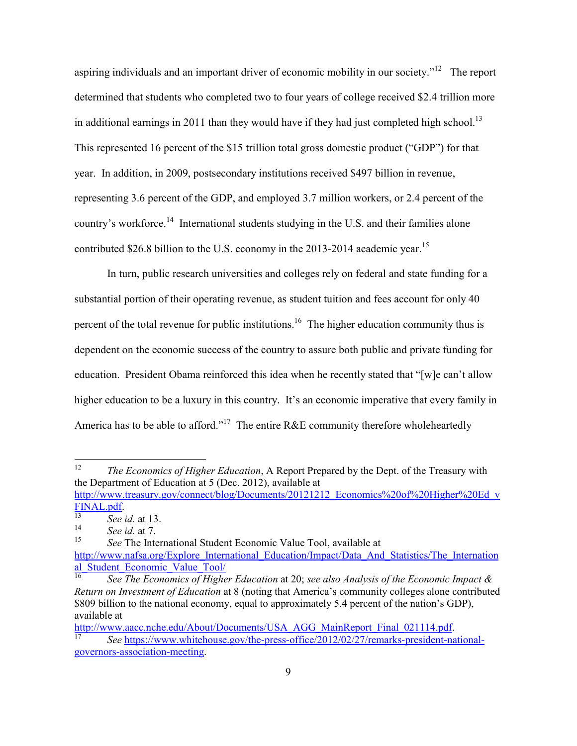aspiring individuals and an important driver of economic mobility in our society."[12] The report determined that students who completed two to four years of college received $2.4 trillion more in additional earnings in 2011 than they would have if they had just completed high school.[13] This represented 16 percent of the $15 trillion total gross domestic product ("GDP") for that year. In addition, in 2009, postsecondary institutions received $497 billion in revenue, representing 3.6 percent of the GDP, and employed 3.7 million workers, or 2.4 percent of the country's workforce.[14] International students studying in the U.S. and their families alone contributed $26.8 billion to the U.S. economy in the 2013-2014 academic year.[15]

In turn, public research universities and colleges rely on federal and state funding for a substantial portion of their operating revenue, as student tuition and fees account for only 40 percent of the total revenue for public institutions.[16] The higher education community thus is dependent on the economic success of the country to assure both public and private funding for education. President Obama reinforced this idea when he recently stated that "[w]e can't allow higher education to be a luxury in this country. It's an economic imperative that every family in America has to be able to afford."[17] The entire R&E community therefore wholeheartedly

---

[12] *The Economics of Higher Education*, A Report Prepared by the Dept. of the Treasury with the Department of Education at 5 (Dec. 2012), available at http://www.treasury.gov/connect/blog/Documents/20121212_Economics%20of%20Higher%20Ed_vFINAL.pdf.

[13] *See id.* at 13.

[14] *See id.* at 7.

[15] *See* The International Student Economic Value Tool, available at http://www.nafsa.org/Explore_International_Education/Impact/Data_And_Statistics/The_International_Student_Economic_Value_Tool/

[16] *See The Economics of Higher Education* at 20; *see also Analysis of the Economic Impact & Return on Investment of Education* at 8 (noting that America's community colleges alone contributed $809 billion to the national economy, equal to approximately 5.4 percent of the nation's GDP), available at http://www.aacc.nche.edu/About/Documents/USA_AGG_MainReport_Final_021114.pdf.

[17] *See* https://www.whitehouse.gov/the-press-office/2012/02/27/remarks-president-national-governors-association-meeting.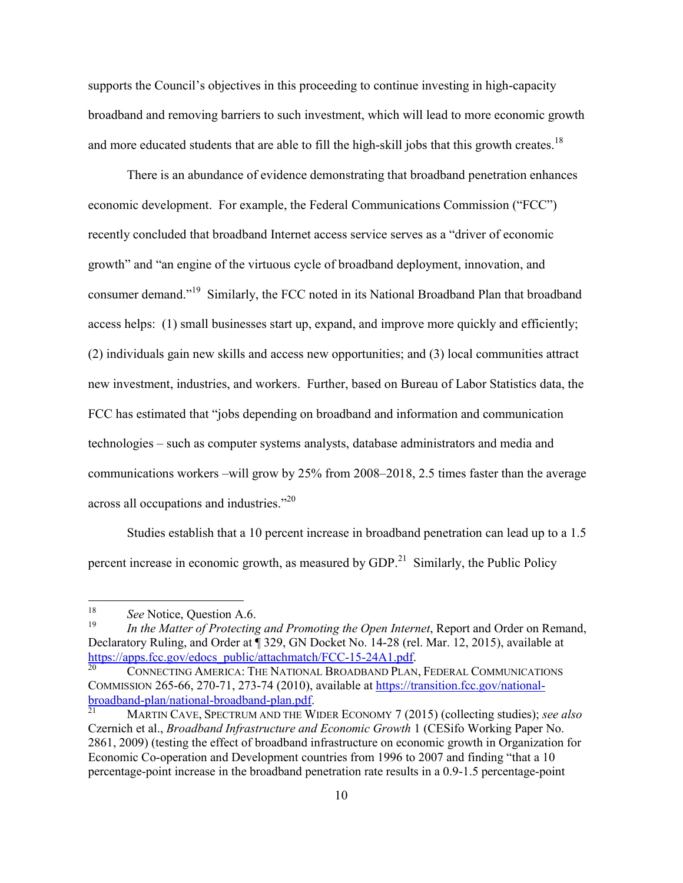supports the Council's objectives in this proceeding to continue investing in high-capacity broadband and removing barriers to such investment, which will lead to more economic growth and more educated students that are able to fill the high-skill jobs that this growth creates.[18]

There is an abundance of evidence demonstrating that broadband penetration enhances economic development. For example, the Federal Communications Commission ("FCC") recently concluded that broadband Internet access service serves as a "driver of economic growth" and "an engine of the virtuous cycle of broadband deployment, innovation, and consumer demand."[19] Similarly, the FCC noted in its National Broadband Plan that broadband access helps: (1) small businesses start up, expand, and improve more quickly and efficiently; (2) individuals gain new skills and access new opportunities; and (3) local communities attract new investment, industries, and workers. Further, based on Bureau of Labor Statistics data, the FCC has estimated that "jobs depending on broadband and information and communication technologies – such as computer systems analysts, database administrators and media and communications workers –will grow by 25% from 2008–2018, 2.5 times faster than the average across all occupations and industries."[20]

Studies establish that a 10 percent increase in broadband penetration can lead up to a 1.5 percent increase in economic growth, as measured by GDP.[21] Similarly, the Public Policy

---

[18] *See* Notice, Question A.6.

[19] *In the Matter of Protecting and Promoting the Open Internet*, Report and Order on Remand, Declaratory Ruling, and Order at ¶ 329, GN Docket No. 14-28 (rel. Mar. 12, 2015), available at [https://apps.fcc.gov/edocs_public/attachmatch/FCC-15-24A1.pdf](https://apps.fcc.gov/edocs_public/attachmatch/FCC-15-24A1.pdf).

[20] CONNECTING AMERICA: THE NATIONAL BROADBAND PLAN, FEDERAL COMMUNICATIONS COMMISSION 265-66, 270-71, 273-74 (2010), available at [https://transition.fcc.gov/national-broadband-plan/national-broadband-plan.pdf](https://transition.fcc.gov/national-broadband-plan/national-broadband-plan.pdf).

[21] MARTIN CAVE, SPECTRUM AND THE WIDER ECONOMY 7 (2015) (collecting studies); *see also* Czernich et al., *Broadband Infrastructure and Economic Growth* 1 (CESifo Working Paper No. 2861, 2009) (testing the effect of broadband infrastructure on economic growth in Organization for Economic Co-operation and Development countries from 1996 to 2007 and finding "that a 10 percentage-point increase in the broadband penetration rate results in a 0.9-1.5 percentage-point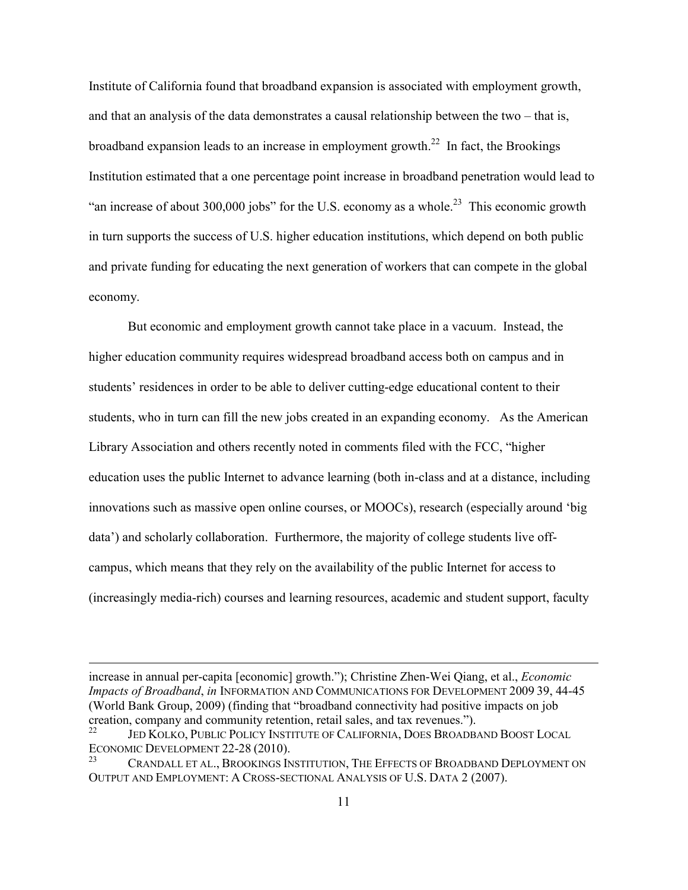Institute of California found that broadband expansion is associated with employment growth, and that an analysis of the data demonstrates a causal relationship between the two – that is, broadband expansion leads to an increase in employment growth.[22] In fact, the Brookings Institution estimated that a one percentage point increase in broadband penetration would lead to "an increase of about 300,000 jobs" for the U.S. economy as a whole.[23] This economic growth in turn supports the success of U.S. higher education institutions, which depend on both public and private funding for educating the next generation of workers that can compete in the global economy.

But economic and employment growth cannot take place in a vacuum. Instead, the higher education community requires widespread broadband access both on campus and in students' residences in order to be able to deliver cutting-edge educational content to their students, who in turn can fill the new jobs created in an expanding economy. As the American Library Association and others recently noted in comments filed with the FCC, "higher education uses the public Internet to advance learning (both in-class and at a distance, including innovations such as massive open online courses, or MOOCs), research (especially around 'big data') and scholarly collaboration. Furthermore, the majority of college students live off-campus, which means that they rely on the availability of the public Internet for access to (increasingly media-rich) courses and learning resources, academic and student support, faculty

---

increase in annual per-capita [economic] growth."); Christine Zhen-Wei Qiang, et al., *Economic Impacts of Broadband*, *in* INFORMATION AND COMMUNICATIONS FOR DEVELOPMENT 2009 39, 44-45 (World Bank Group, 2009) (finding that "broadband connectivity had positive impacts on job creation, company and community retention, retail sales, and tax revenues.").

[22] JED KOLKO, PUBLIC POLICY INSTITUTE OF CALIFORNIA, DOES BROADBAND BOOST LOCAL ECONOMIC DEVELOPMENT 22-28 (2010).

[23] CRANDALL ET AL., BROOKINGS INSTITUTION, THE EFFECTS OF BROADBAND DEPLOYMENT ON OUTPUT AND EMPLOYMENT: A CROSS-SECTIONAL ANALYSIS OF U.S. DATA 2 (2007).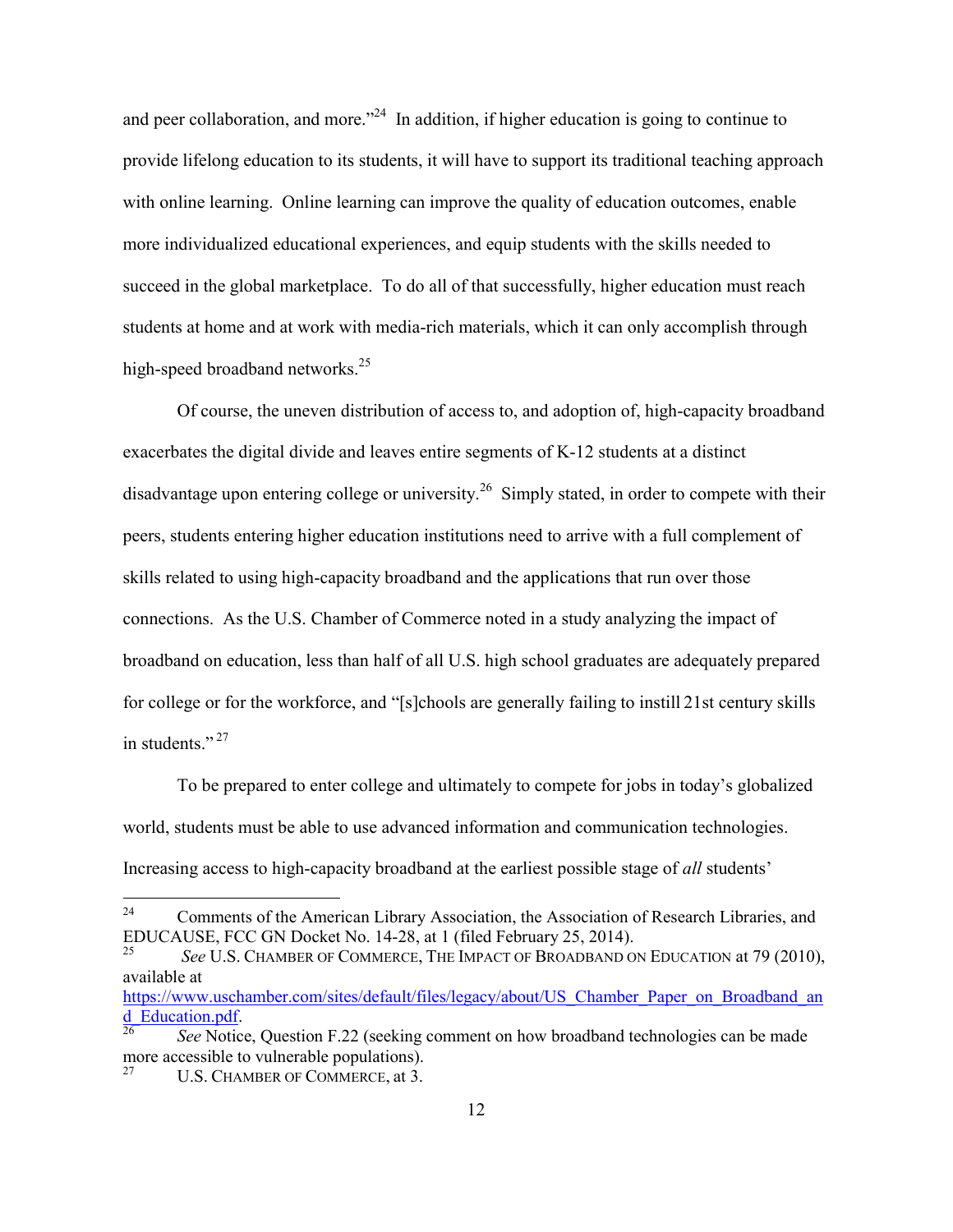and peer collaboration, and more."[24] In addition, if higher education is going to continue to provide lifelong education to its students, it will have to support its traditional teaching approach with online learning. Online learning can improve the quality of education outcomes, enable more individualized educational experiences, and equip students with the skills needed to succeed in the global marketplace. To do all of that successfully, higher education must reach students at home and at work with media-rich materials, which it can only accomplish through high-speed broadband networks.[25]

Of course, the uneven distribution of access to, and adoption of, high-capacity broadband exacerbates the digital divide and leaves entire segments of K-12 students at a distinct disadvantage upon entering college or university.[26] Simply stated, in order to compete with their peers, students entering higher education institutions need to arrive with a full complement of skills related to using high-capacity broadband and the applications that run over those connections. As the U.S. Chamber of Commerce noted in a study analyzing the impact of broadband on education, less than half of all U.S. high school graduates are adequately prepared for college or for the workforce, and "[s]chools are generally failing to instill 21st century skills in students."[27]

To be prepared to enter college and ultimately to compete for jobs in today's globalized world, students must be able to use advanced information and communication technologies. Increasing access to high-capacity broadband at the earliest possible stage of *all* students'

---

[24] Comments of the American Library Association, the Association of Research Libraries, and EDUCAUSE, FCC GN Docket No. 14-28, at 1 (filed February 25, 2014).

[25] *See* U.S. CHAMBER OF COMMERCE, THE IMPACT OF BROADBAND ON EDUCATION at 79 (2010), available at https://www.uschamber.com/sites/default/files/legacy/about/US_Chamber_Paper_on_Broadband_and_Education.pdf.

[26] *See* Notice, Question F.22 (seeking comment on how broadband technologies can be made more accessible to vulnerable populations).

[27] U.S. CHAMBER OF COMMERCE, at 3.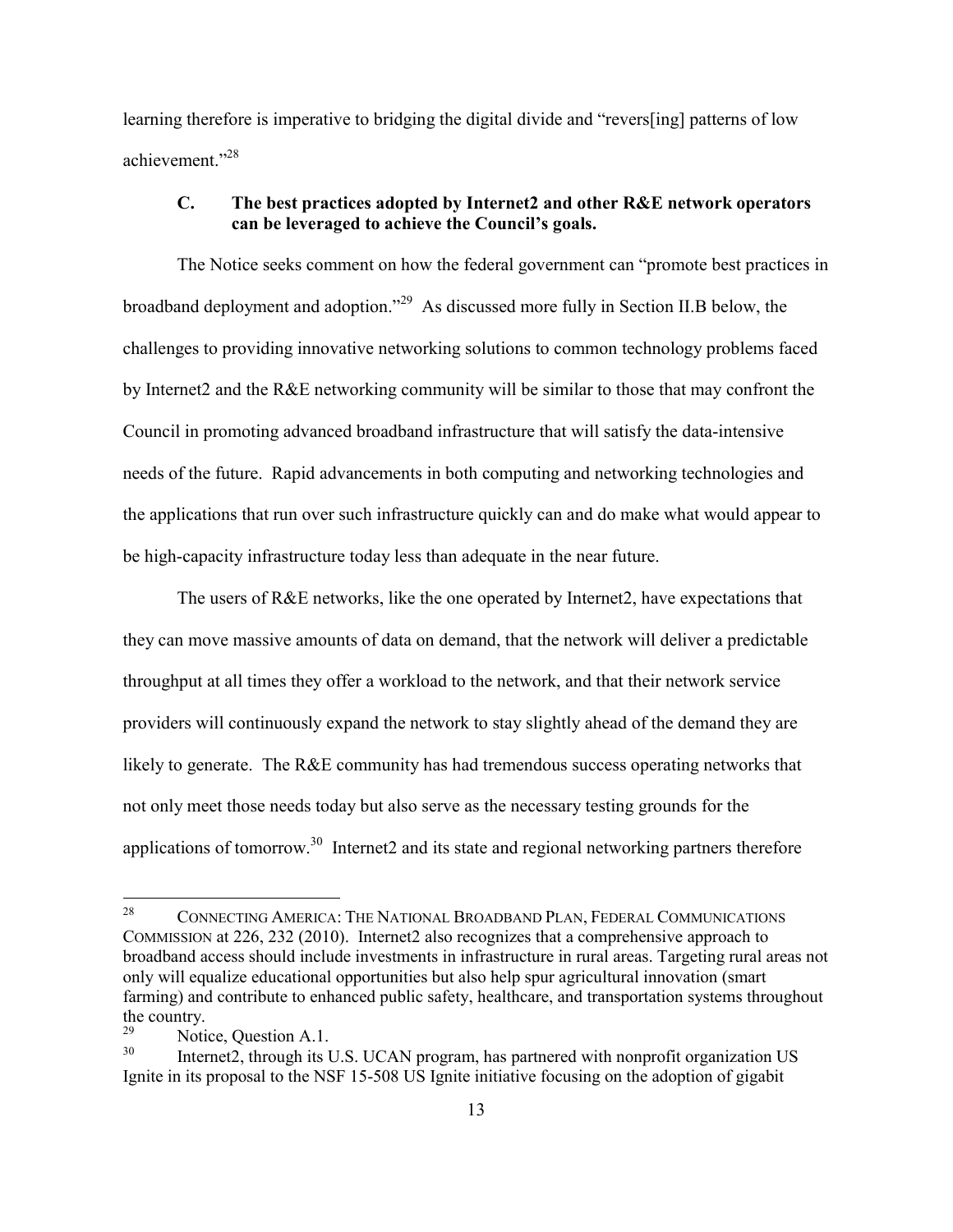learning therefore is imperative to bridging the digital divide and "revers[ing] patterns of low achievement."[28]

### C. The best practices adopted by Internet2 and other R&E network operators can be leveraged to achieve the Council's goals.

The Notice seeks comment on how the federal government can "promote best practices in broadband deployment and adoption."[29] As discussed more fully in Section II.B below, the challenges to providing innovative networking solutions to common technology problems faced by Internet2 and the R&E networking community will be similar to those that may confront the Council in promoting advanced broadband infrastructure that will satisfy the data-intensive needs of the future. Rapid advancements in both computing and networking technologies and the applications that run over such infrastructure quickly can and do make what would appear to be high-capacity infrastructure today less than adequate in the near future.

The users of R&E networks, like the one operated by Internet2, have expectations that they can move massive amounts of data on demand, that the network will deliver a predictable throughput at all times they offer a workload to the network, and that their network service providers will continuously expand the network to stay slightly ahead of the demand they are likely to generate. The R&E community has had tremendous success operating networks that not only meet those needs today but also serve as the necessary testing grounds for the applications of tomorrow.[30] Internet2 and its state and regional networking partners therefore

---

[28] CONNECTING AMERICA: THE NATIONAL BROADBAND PLAN, FEDERAL COMMUNICATIONS COMMISSION at 226, 232 (2010). Internet2 also recognizes that a comprehensive approach to broadband access should include investments in infrastructure in rural areas. Targeting rural areas not only will equalize educational opportunities but also help spur agricultural innovation (smart farming) and contribute to enhanced public safety, healthcare, and transportation systems throughout the country.

[29] Notice, Question A.1.

[30] Internet2, through its U.S. UCAN program, has partnered with nonprofit organization US Ignite in its proposal to the NSF 15-508 US Ignite initiative focusing on the adoption of gigabit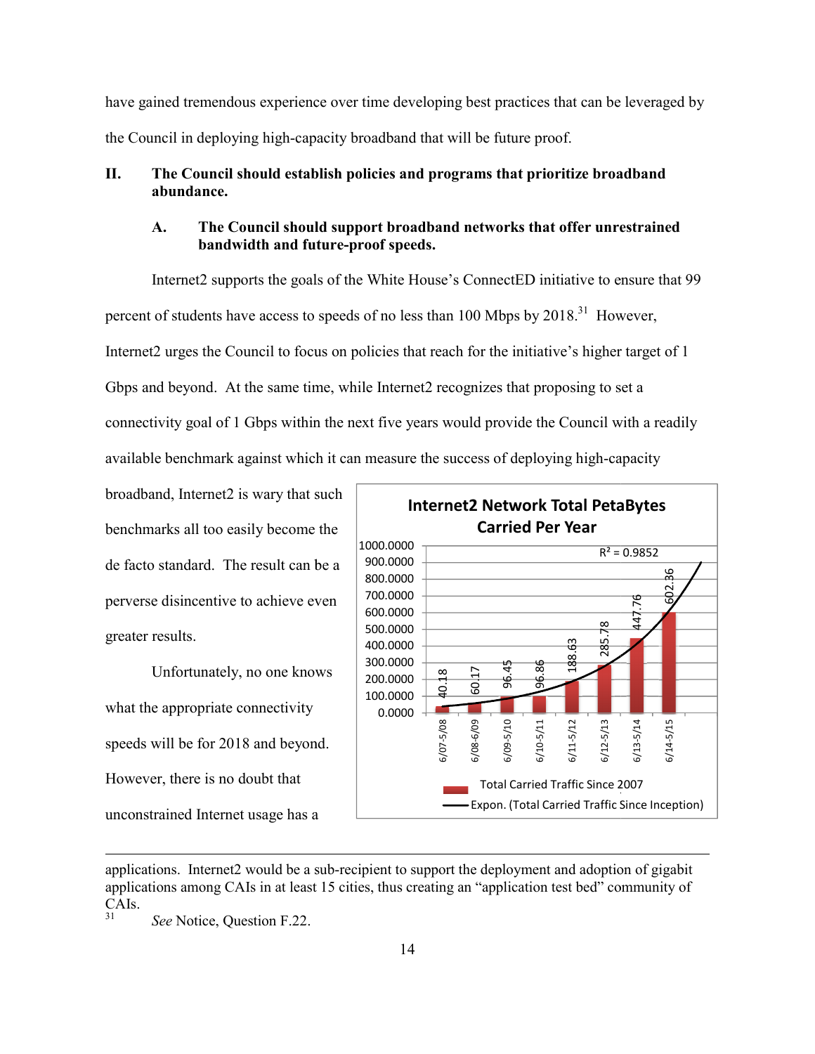have gained tremendous experience over time developing best practices that can be leveraged by the Council in deploying high-capacity broadband that will be future proof.

## II. The Council should establish policies and programs that prioritize broadband abundance.

### A. The Council should support broadband networks that offer unrestrained bandwidth and future-proof speeds.

Internet2 supports the goals of the White House's ConnectED initiative to ensure that 99 percent of students have access to speeds of no less than 100 Mbps by 2018.[31] However, Internet2 urges the Council to focus on policies that reach for the initiative's higher target of 1 Gbps and beyond. At the same time, while Internet2 recognizes that proposing to set a connectivity goal of 1 Gbps within the next five years would provide the Council with a readily available benchmark against which it can measure the success of deploying high-capacity broadband, Internet2 is wary that such benchmarks all too easily become the de facto standard. The result can be a perverse disincentive to achieve even greater results.

**Internet2 Network Total PetaBytes Carried Per Year**

| Period | Total Carried Traffic Since 2007 |
| --- | --- |
| 6/07-5/08 | 40.18 |
| 6/08-6/09 | 60.17 |
| 6/09-5/10 | 96.45 |
| 6/10-5/11 | 96.86 |
| 6/11-5/12 | 188.63 |
| 6/12-5/13 | 285.78 |
| 6/13-5/14 | 447.76 |
| 6/14-5/15 | 602.36 |

$R^2 = 0.9852$ — Expon. (Total Carried Traffic Since Inception)

Unfortunately, no one knows what the appropriate connectivity speeds will be for 2018 and beyond. However, there is no doubt that unconstrained Internet usage has a

---

applications. Internet2 would be a sub-recipient to support the deployment and adoption of gigabit applications among CAIs in at least 15 cities, thus creating an "application test bed" community of CAIs.

[31] *See* Notice, Question F.22.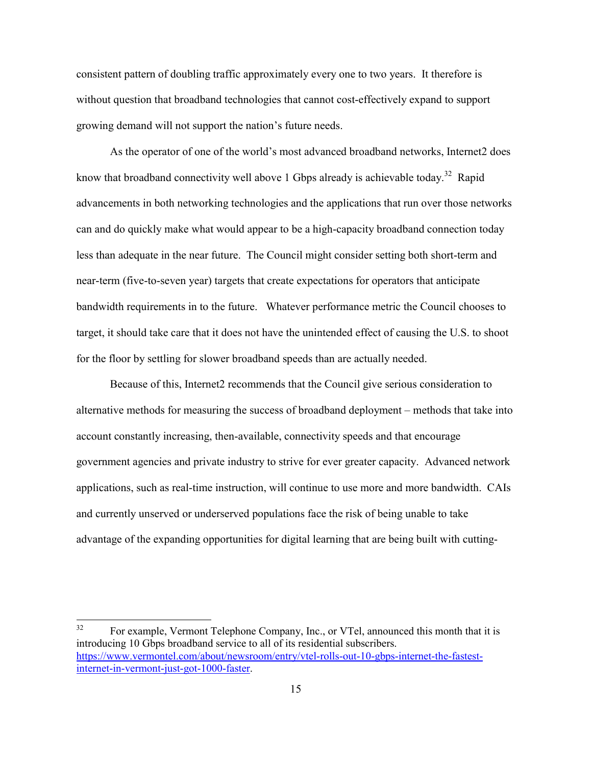consistent pattern of doubling traffic approximately every one to two years. It therefore is without question that broadband technologies that cannot cost-effectively expand to support growing demand will not support the nation's future needs.

As the operator of one of the world's most advanced broadband networks, Internet2 does know that broadband connectivity well above 1 Gbps already is achievable today.[32] Rapid advancements in both networking technologies and the applications that run over those networks can and do quickly make what would appear to be a high-capacity broadband connection today less than adequate in the near future. The Council might consider setting both short-term and near-term (five-to-seven year) targets that create expectations for operators that anticipate bandwidth requirements in to the future. Whatever performance metric the Council chooses to target, it should take care that it does not have the unintended effect of causing the U.S. to shoot for the floor by settling for slower broadband speeds than are actually needed.

Because of this, Internet2 recommends that the Council give serious consideration to alternative methods for measuring the success of broadband deployment – methods that take into account constantly increasing, then-available, connectivity speeds and that encourage government agencies and private industry to strive for ever greater capacity. Advanced network applications, such as real-time instruction, will continue to use more and more bandwidth. CAIs and currently unserved or underserved populations face the risk of being unable to take advantage of the expanding opportunities for digital learning that are being built with cutting-

---

[32] For example, Vermont Telephone Company, Inc., or VTel, announced this month that it is introducing 10 Gbps broadband service to all of its residential subscribers. https://www.vermontel.com/about/newsroom/entry/vtel-rolls-out-10-gbps-internet-the-fastest-internet-in-vermont-just-got-1000-faster.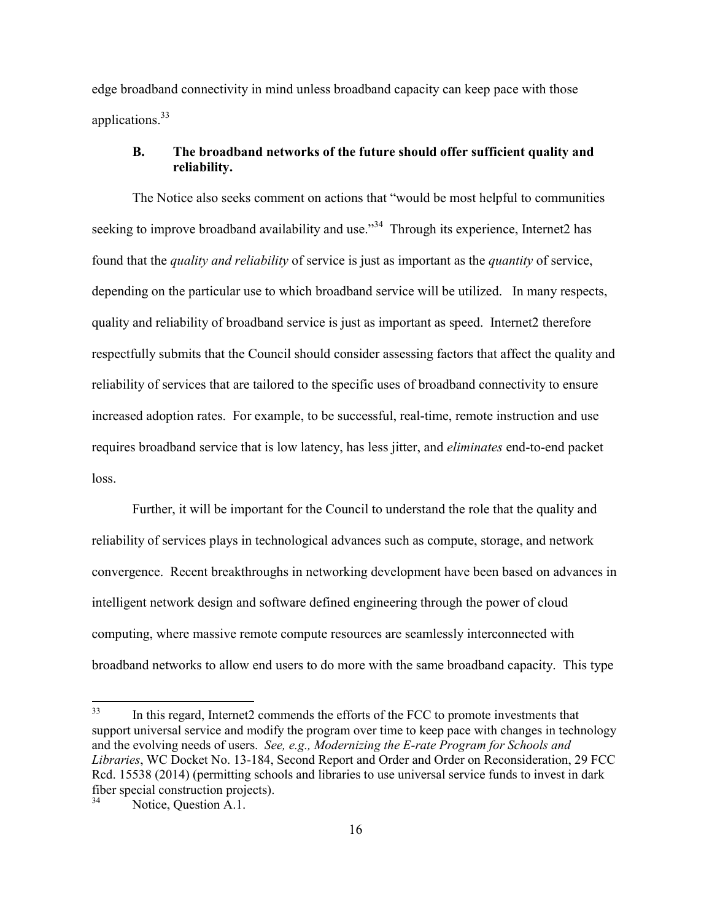edge broadband connectivity in mind unless broadband capacity can keep pace with those applications.[33]

### B. The broadband networks of the future should offer sufficient quality and reliability.

The Notice also seeks comment on actions that "would be most helpful to communities seeking to improve broadband availability and use."[34] Through its experience, Internet2 has found that the *quality and reliability* of service is just as important as the *quantity* of service, depending on the particular use to which broadband service will be utilized. In many respects, quality and reliability of broadband service is just as important as speed. Internet2 therefore respectfully submits that the Council should consider assessing factors that affect the quality and reliability of services that are tailored to the specific uses of broadband connectivity to ensure increased adoption rates. For example, to be successful, real-time, remote instruction and use requires broadband service that is low latency, has less jitter, and *eliminates* end-to-end packet loss.

Further, it will be important for the Council to understand the role that the quality and reliability of services plays in technological advances such as compute, storage, and network convergence. Recent breakthroughs in networking development have been based on advances in intelligent network design and software defined engineering through the power of cloud computing, where massive remote compute resources are seamlessly interconnected with broadband networks to allow end users to do more with the same broadband capacity. This type

---

[33] In this regard, Internet2 commends the efforts of the FCC to promote investments that support universal service and modify the program over time to keep pace with changes in technology and the evolving needs of users. *See, e.g., Modernizing the E-rate Program for Schools and Libraries*, WC Docket No. 13-184, Second Report and Order and Order on Reconsideration, 29 FCC Rcd. 15538 (2014) (permitting schools and libraries to use universal service funds to invest in dark fiber special construction projects).

[34] Notice, Question A.1.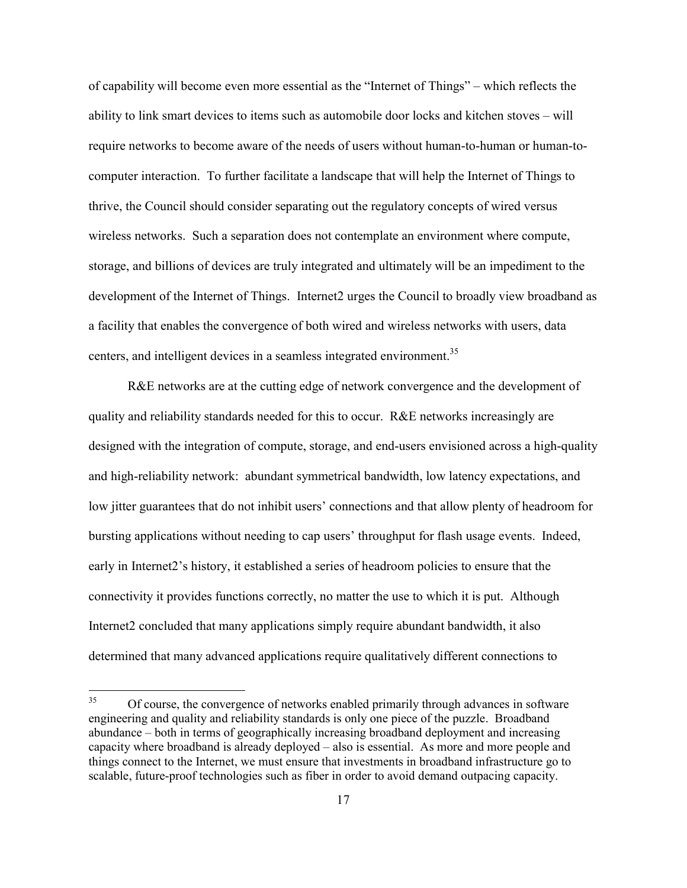of capability will become even more essential as the "Internet of Things" – which reflects the ability to link smart devices to items such as automobile door locks and kitchen stoves – will require networks to become aware of the needs of users without human-to-human or human-to-computer interaction. To further facilitate a landscape that will help the Internet of Things to thrive, the Council should consider separating out the regulatory concepts of wired versus wireless networks. Such a separation does not contemplate an environment where compute, storage, and billions of devices are truly integrated and ultimately will be an impediment to the development of the Internet of Things. Internet2 urges the Council to broadly view broadband as a facility that enables the convergence of both wired and wireless networks with users, data centers, and intelligent devices in a seamless integrated environment.[35]

R&E networks are at the cutting edge of network convergence and the development of quality and reliability standards needed for this to occur. R&E networks increasingly are designed with the integration of compute, storage, and end-users envisioned across a high-quality and high-reliability network: abundant symmetrical bandwidth, low latency expectations, and low jitter guarantees that do not inhibit users' connections and that allow plenty of headroom for bursting applications without needing to cap users' throughput for flash usage events. Indeed, early in Internet2's history, it established a series of headroom policies to ensure that the connectivity it provides functions correctly, no matter the use to which it is put. Although Internet2 concluded that many applications simply require abundant bandwidth, it also determined that many advanced applications require qualitatively different connections to

---

[35] Of course, the convergence of networks enabled primarily through advances in software engineering and quality and reliability standards is only one piece of the puzzle. Broadband abundance – both in terms of geographically increasing broadband deployment and increasing capacity where broadband is already deployed – also is essential. As more and more people and things connect to the Internet, we must ensure that investments in broadband infrastructure go to scalable, future-proof technologies such as fiber in order to avoid demand outpacing capacity.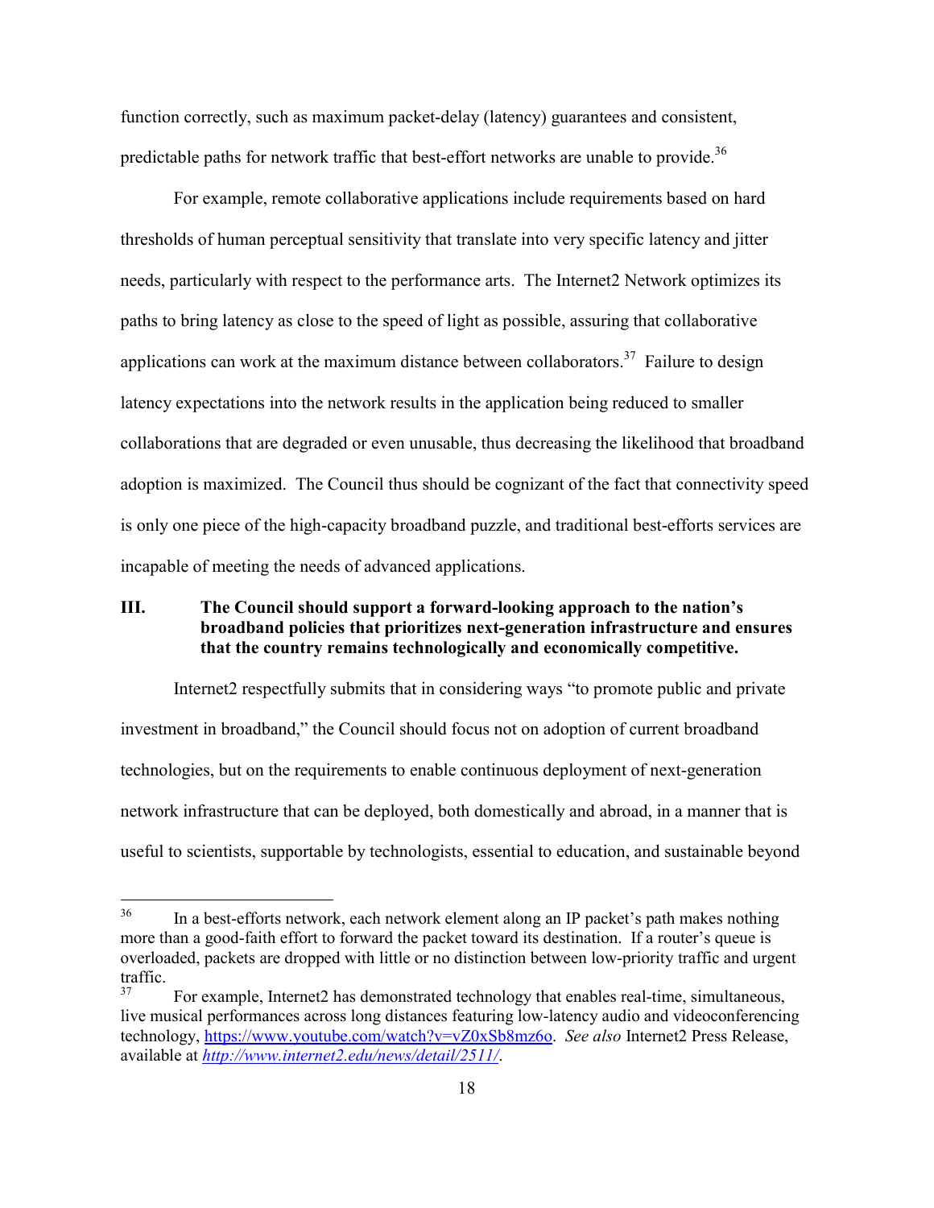function correctly, such as maximum packet-delay (latency) guarantees and consistent, predictable paths for network traffic that best-effort networks are unable to provide.[36]

For example, remote collaborative applications include requirements based on hard thresholds of human perceptual sensitivity that translate into very specific latency and jitter needs, particularly with respect to the performance arts. The Internet2 Network optimizes its paths to bring latency as close to the speed of light as possible, assuring that collaborative applications can work at the maximum distance between collaborators.[37] Failure to design latency expectations into the network results in the application being reduced to smaller collaborations that are degraded or even unusable, thus decreasing the likelihood that broadband adoption is maximized. The Council thus should be cognizant of the fact that connectivity speed is only one piece of the high-capacity broadband puzzle, and traditional best-efforts services are incapable of meeting the needs of advanced applications.

## III. The Council should support a forward-looking approach to the nation's broadband policies that prioritizes next-generation infrastructure and ensures that the country remains technologically and economically competitive.

Internet2 respectfully submits that in considering ways "to promote public and private investment in broadband," the Council should focus not on adoption of current broadband technologies, but on the requirements to enable continuous deployment of next-generation network infrastructure that can be deployed, both domestically and abroad, in a manner that is useful to scientists, supportable by technologists, essential to education, and sustainable beyond

---

[36] In a best-efforts network, each network element along an IP packet's path makes nothing more than a good-faith effort to forward the packet toward its destination. If a router's queue is overloaded, packets are dropped with little or no distinction between low-priority traffic and urgent traffic.

[37] For example, Internet2 has demonstrated technology that enables real-time, simultaneous, live musical performances across long distances featuring low-latency audio and videoconferencing technology, https://www.youtube.com/watch?v=vZ0xSb8mz6o. *See also* Internet2 Press Release, available at *http://www.internet2.edu/news/detail/2511/*.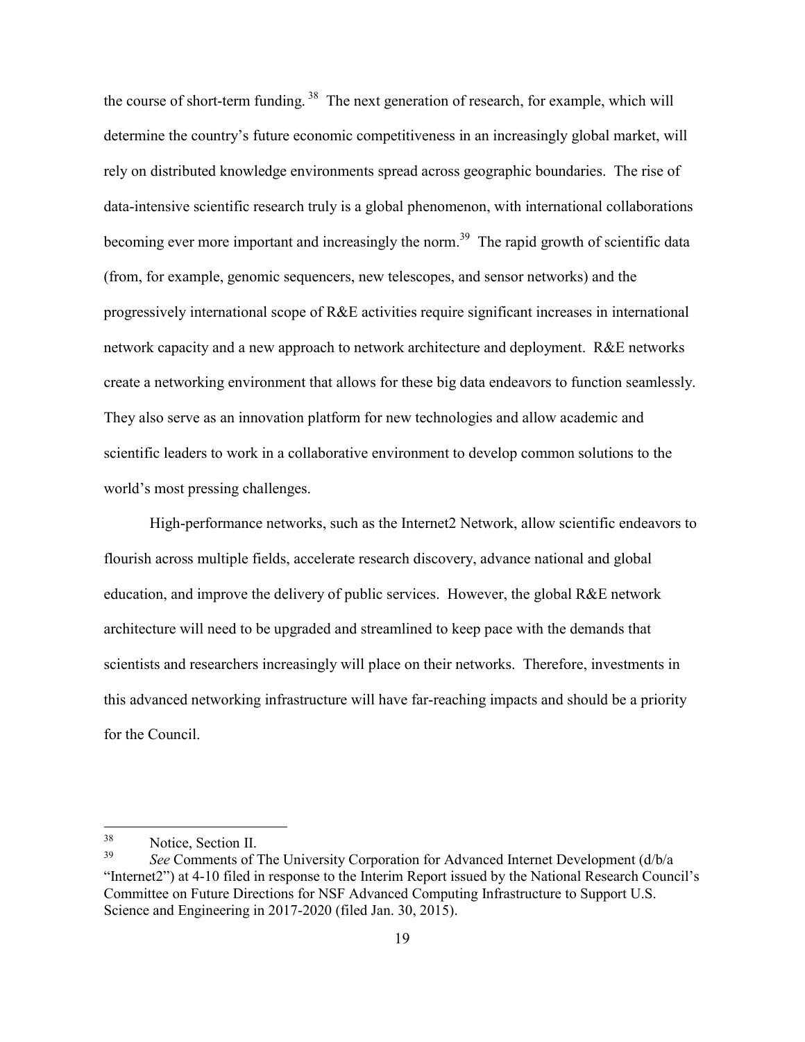the course of short-term funding.[38] The next generation of research, for example, which will determine the country's future economic competitiveness in an increasingly global market, will rely on distributed knowledge environments spread across geographic boundaries. The rise of data-intensive scientific research truly is a global phenomenon, with international collaborations becoming ever more important and increasingly the norm.[39] The rapid growth of scientific data (from, for example, genomic sequencers, new telescopes, and sensor networks) and the progressively international scope of R&E activities require significant increases in international network capacity and a new approach to network architecture and deployment. R&E networks create a networking environment that allows for these big data endeavors to function seamlessly. They also serve as an innovation platform for new technologies and allow academic and scientific leaders to work in a collaborative environment to develop common solutions to the world's most pressing challenges.

High-performance networks, such as the Internet2 Network, allow scientific endeavors to flourish across multiple fields, accelerate research discovery, advance national and global education, and improve the delivery of public services. However, the global R&E network architecture will need to be upgraded and streamlined to keep pace with the demands that scientists and researchers increasingly will place on their networks. Therefore, investments in this advanced networking infrastructure will have far-reaching impacts and should be a priority for the Council.

---

[38] Notice, Section II.

[39] *See* Comments of The University Corporation for Advanced Internet Development (d/b/a "Internet2") at 4-10 filed in response to the Interim Report issued by the National Research Council's Committee on Future Directions for NSF Advanced Computing Infrastructure to Support U.S. Science and Engineering in 2017-2020 (filed Jan. 30, 2015).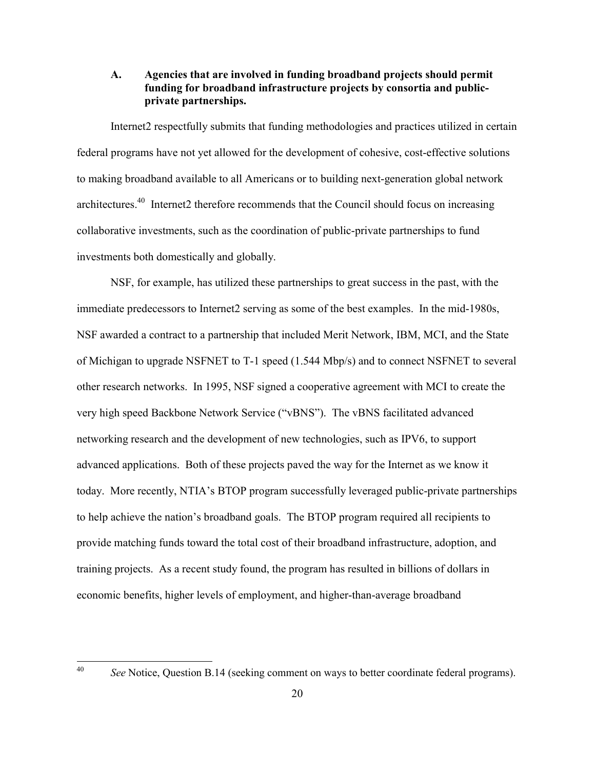### A. Agencies that are involved in funding broadband projects should permit funding for broadband infrastructure projects by consortia and public-private partnerships.

Internet2 respectfully submits that funding methodologies and practices utilized in certain federal programs have not yet allowed for the development of cohesive, cost-effective solutions to making broadband available to all Americans or to building next-generation global network architectures.[40] Internet2 therefore recommends that the Council should focus on increasing collaborative investments, such as the coordination of public-private partnerships to fund investments both domestically and globally.

NSF, for example, has utilized these partnerships to great success in the past, with the immediate predecessors to Internet2 serving as some of the best examples. In the mid-1980s, NSF awarded a contract to a partnership that included Merit Network, IBM, MCI, and the State of Michigan to upgrade NSFNET to T-1 speed (1.544 Mbp/s) and to connect NSFNET to several other research networks. In 1995, NSF signed a cooperative agreement with MCI to create the very high speed Backbone Network Service ("vBNS"). The vBNS facilitated advanced networking research and the development of new technologies, such as IPV6, to support advanced applications. Both of these projects paved the way for the Internet as we know it today. More recently, NTIA's BTOP program successfully leveraged public-private partnerships to help achieve the nation's broadband goals. The BTOP program required all recipients to provide matching funds toward the total cost of their broadband infrastructure, adoption, and training projects. As a recent study found, the program has resulted in billions of dollars in economic benefits, higher levels of employment, and higher-than-average broadband

---

[40] *See* Notice, Question B.14 (seeking comment on ways to better coordinate federal programs).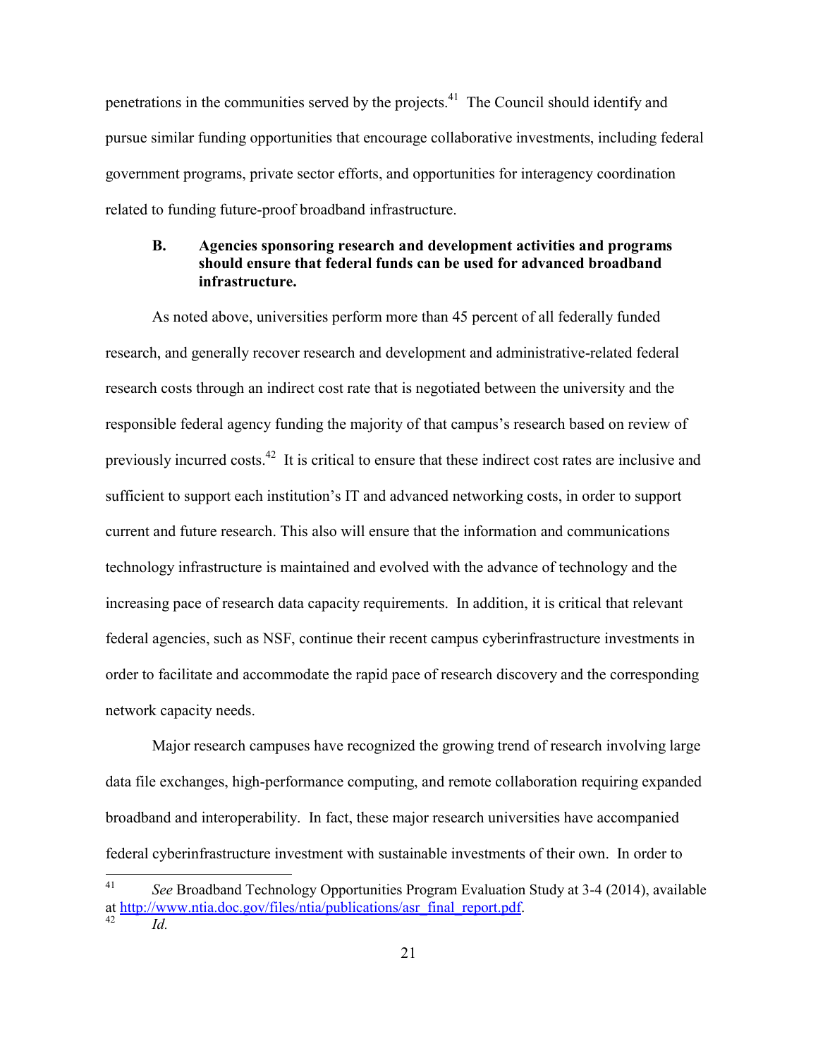penetrations in the communities served by the projects.[41] The Council should identify and pursue similar funding opportunities that encourage collaborative investments, including federal government programs, private sector efforts, and opportunities for interagency coordination related to funding future-proof broadband infrastructure.

### B. Agencies sponsoring research and development activities and programs should ensure that federal funds can be used for advanced broadband infrastructure.

As noted above, universities perform more than 45 percent of all federally funded research, and generally recover research and development and administrative-related federal research costs through an indirect cost rate that is negotiated between the university and the responsible federal agency funding the majority of that campus's research based on review of previously incurred costs.[42] It is critical to ensure that these indirect cost rates are inclusive and sufficient to support each institution's IT and advanced networking costs, in order to support current and future research. This also will ensure that the information and communications technology infrastructure is maintained and evolved with the advance of technology and the increasing pace of research data capacity requirements. In addition, it is critical that relevant federal agencies, such as NSF, continue their recent campus cyberinfrastructure investments in order to facilitate and accommodate the rapid pace of research discovery and the corresponding network capacity needs.

Major research campuses have recognized the growing trend of research involving large data file exchanges, high-performance computing, and remote collaboration requiring expanded broadband and interoperability. In fact, these major research universities have accompanied federal cyberinfrastructure investment with sustainable investments of their own. In order to

---

[41] *See* Broadband Technology Opportunities Program Evaluation Study at 3-4 (2014), available at http://www.ntia.doc.gov/files/ntia/publications/asr_final_report.pdf.

[42] *Id.*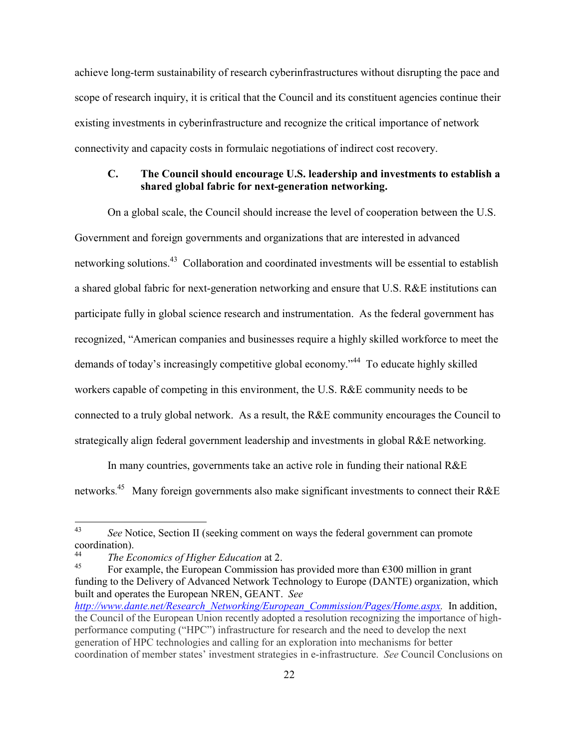achieve long-term sustainability of research cyberinfrastructures without disrupting the pace and scope of research inquiry, it is critical that the Council and its constituent agencies continue their existing investments in cyberinfrastructure and recognize the critical importance of network connectivity and capacity costs in formulaic negotiations of indirect cost recovery.

### C. The Council should encourage U.S. leadership and investments to establish a shared global fabric for next-generation networking.

On a global scale, the Council should increase the level of cooperation between the U.S. Government and foreign governments and organizations that are interested in advanced networking solutions.[43] Collaboration and coordinated investments will be essential to establish a shared global fabric for next-generation networking and ensure that U.S. R&E institutions can participate fully in global science research and instrumentation. As the federal government has recognized, "American companies and businesses require a highly skilled workforce to meet the demands of today's increasingly competitive global economy."[44] To educate highly skilled workers capable of competing in this environment, the U.S. R&E community needs to be connected to a truly global network. As a result, the R&E community encourages the Council to strategically align federal government leadership and investments in global R&E networking.

In many countries, governments take an active role in funding their national R&E networks.[45] Many foreign governments also make significant investments to connect their R&E

---

[43] *See* Notice, Section II (seeking comment on ways the federal government can promote coordination).

[44] *The Economics of Higher Education* at 2.

[45] For example, the European Commission has provided more than €300 million in grant funding to the Delivery of Advanced Network Technology to Europe (DANTE) organization, which built and operates the European NREN, GEANT. *See* http://www.dante.net/Research_Networking/European_Commission/Pages/Home.aspx. In addition, the Council of the European Union recently adopted a resolution recognizing the importance of high-performance computing ("HPC") infrastructure for research and the need to develop the next generation of HPC technologies and calling for an exploration into mechanisms for better coordination of member states' investment strategies in e-infrastructure. *See* Council Conclusions on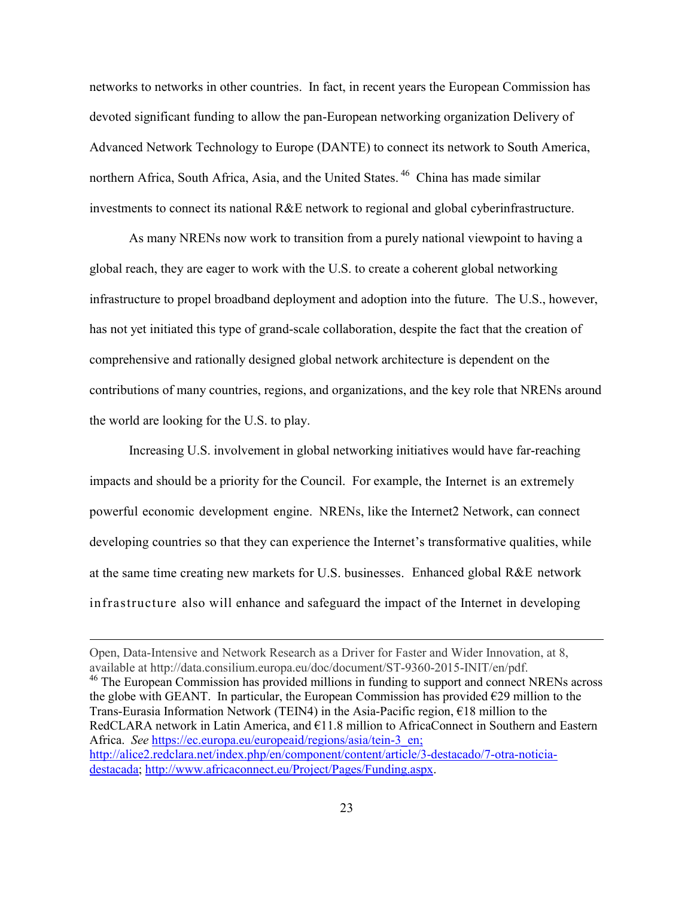networks to networks in other countries. In fact, in recent years the European Commission has devoted significant funding to allow the pan-European networking organization Delivery of Advanced Network Technology to Europe (DANTE) to connect its network to South America, northern Africa, South Africa, Asia, and the United States.[46] China has made similar investments to connect its national R&E network to regional and global cyberinfrastructure.

As many NRENs now work to transition from a purely national viewpoint to having a global reach, they are eager to work with the U.S. to create a coherent global networking infrastructure to propel broadband deployment and adoption into the future. The U.S., however, has not yet initiated this type of grand-scale collaboration, despite the fact that the creation of comprehensive and rationally designed global network architecture is dependent on the contributions of many countries, regions, and organizations, and the key role that NRENs around the world are looking for the U.S. to play.

Increasing U.S. involvement in global networking initiatives would have far-reaching impacts and should be a priority for the Council. For example, the Internet is an extremely powerful economic development engine. NRENs, like the Internet2 Network, can connect developing countries so that they can experience the Internet's transformative qualities, while at the same time creating new markets for U.S. businesses. Enhanced global R&E network infrastructure also will enhance and safeguard the impact of the Internet in developing

---

Open, Data-Intensive and Network Research as a Driver for Faster and Wider Innovation, at 8, available at http://data.consilium.europa.eu/doc/document/ST-9360-2015-INIT/en/pdf.

[46] The European Commission has provided millions in funding to support and connect NRENs across the globe with GEANT. In particular, the European Commission has provided €29 million to the Trans-Eurasia Information Network (TEIN4) in the Asia-Pacific region, €18 million to the RedCLARA network in Latin America, and €11.8 million to AfricaConnect in Southern and Eastern Africa. *See* https://ec.europa.eu/europeaid/regions/asia/tein-3_en; http://alice2.redclara.net/index.php/en/component/content/article/3-destacado/7-otra-noticia-destacada; http://www.africaconnect.eu/Project/Pages/Funding.aspx.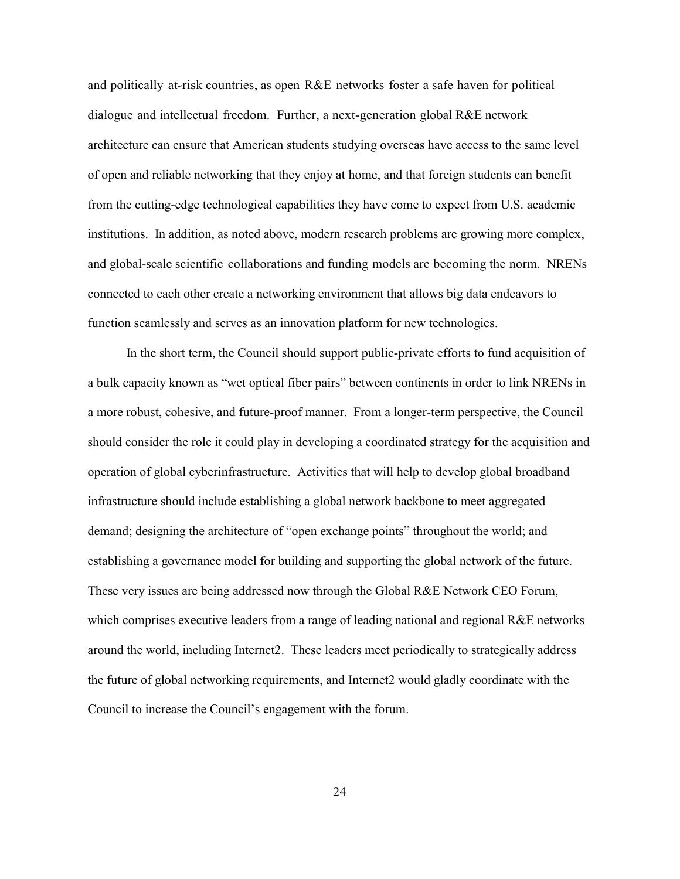and politically at-risk countries, as open R&E networks foster a safe haven for political dialogue and intellectual freedom. Further, a next-generation global R&E network architecture can ensure that American students studying overseas have access to the same level of open and reliable networking that they enjoy at home, and that foreign students can benefit from the cutting-edge technological capabilities they have come to expect from U.S. academic institutions. In addition, as noted above, modern research problems are growing more complex, and global-scale scientific collaborations and funding models are becoming the norm. NRENs connected to each other create a networking environment that allows big data endeavors to function seamlessly and serves as an innovation platform for new technologies.

In the short term, the Council should support public-private efforts to fund acquisition of a bulk capacity known as "wet optical fiber pairs" between continents in order to link NRENs in a more robust, cohesive, and future-proof manner. From a longer-term perspective, the Council should consider the role it could play in developing a coordinated strategy for the acquisition and operation of global cyberinfrastructure. Activities that will help to develop global broadband infrastructure should include establishing a global network backbone to meet aggregated demand; designing the architecture of "open exchange points" throughout the world; and establishing a governance model for building and supporting the global network of the future. These very issues are being addressed now through the Global R&E Network CEO Forum, which comprises executive leaders from a range of leading national and regional R&E networks around the world, including Internet2. These leaders meet periodically to strategically address the future of global networking requirements, and Internet2 would gladly coordinate with the Council to increase the Council's engagement with the forum.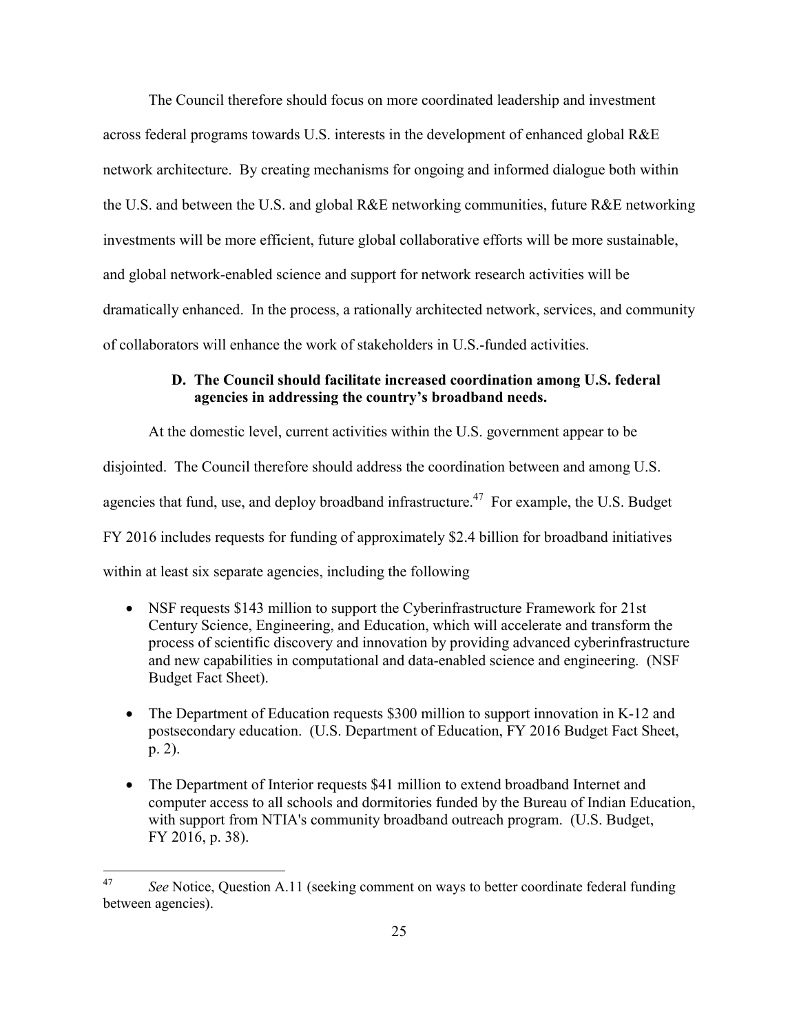The Council therefore should focus on more coordinated leadership and investment across federal programs towards U.S. interests in the development of enhanced global R&E network architecture. By creating mechanisms for ongoing and informed dialogue both within the U.S. and between the U.S. and global R&E networking communities, future R&E networking investments will be more efficient, future global collaborative efforts will be more sustainable, and global network-enabled science and support for network research activities will be dramatically enhanced. In the process, a rationally architected network, services, and community of collaborators will enhance the work of stakeholders in U.S.-funded activities.

### D. The Council should facilitate increased coordination among U.S. federal agencies in addressing the country's broadband needs.

At the domestic level, current activities within the U.S. government appear to be disjointed. The Council therefore should address the coordination between and among U.S. agencies that fund, use, and deploy broadband infrastructure.[47] For example, the U.S. Budget FY 2016 includes requests for funding of approximately $2.4 billion for broadband initiatives within at least six separate agencies, including the following

- NSF requests $143 million to support the Cyberinfrastructure Framework for 21st Century Science, Engineering, and Education, which will accelerate and transform the process of scientific discovery and innovation by providing advanced cyberinfrastructure and new capabilities in computational and data-enabled science and engineering. (NSF Budget Fact Sheet).
- The Department of Education requests $300 million to support innovation in K-12 and postsecondary education. (U.S. Department of Education, FY 2016 Budget Fact Sheet, p. 2).
- The Department of Interior requests $41 million to extend broadband Internet and computer access to all schools and dormitories funded by the Bureau of Indian Education, with support from NTIA's community broadband outreach program. (U.S. Budget, FY 2016, p. 38).

[47] *See* Notice, Question A.11 (seeking comment on ways to better coordinate federal funding between agencies).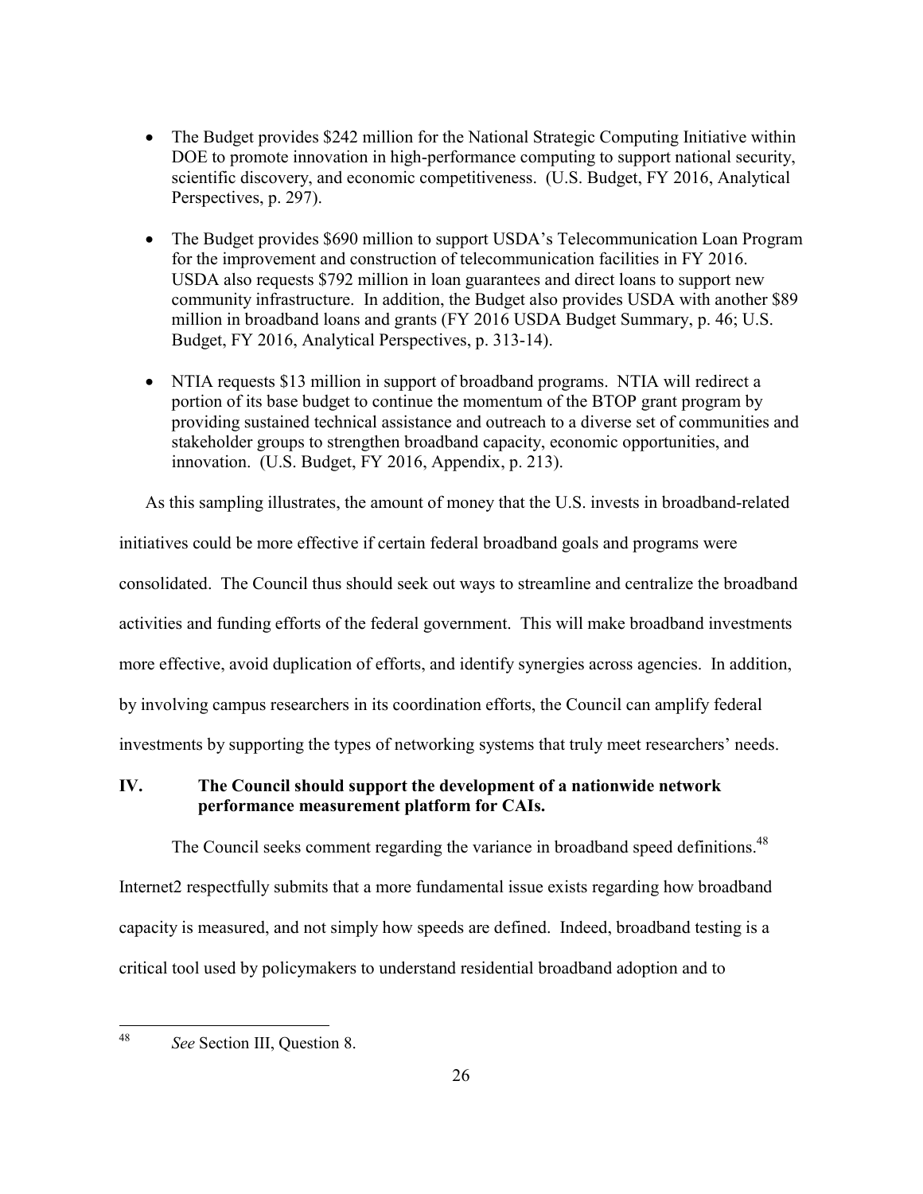- The Budget provides $242 million for the National Strategic Computing Initiative within DOE to promote innovation in high-performance computing to support national security, scientific discovery, and economic competitiveness. (U.S. Budget, FY 2016, Analytical Perspectives, p. 297).

- The Budget provides $690 million to support USDA's Telecommunication Loan Program for the improvement and construction of telecommunication facilities in FY 2016. USDA also requests $792 million in loan guarantees and direct loans to support new community infrastructure. In addition, the Budget also provides USDA with another $89 million in broadband loans and grants (FY 2016 USDA Budget Summary, p. 46; U.S. Budget, FY 2016, Analytical Perspectives, p. 313-14).

- NTIA requests $13 million in support of broadband programs. NTIA will redirect a portion of its base budget to continue the momentum of the BTOP grant program by providing sustained technical assistance and outreach to a diverse set of communities and stakeholder groups to strengthen broadband capacity, economic opportunities, and innovation. (U.S. Budget, FY 2016, Appendix, p. 213).

As this sampling illustrates, the amount of money that the U.S. invests in broadband-related initiatives could be more effective if certain federal broadband goals and programs were consolidated. The Council thus should seek out ways to streamline and centralize the broadband activities and funding efforts of the federal government. This will make broadband investments more effective, avoid duplication of efforts, and identify synergies across agencies. In addition, by involving campus researchers in its coordination efforts, the Council can amplify federal investments by supporting the types of networking systems that truly meet researchers' needs.

## IV. The Council should support the development of a nationwide network performance measurement platform for CAIs.

The Council seeks comment regarding the variance in broadband speed definitions.[48] Internet2 respectfully submits that a more fundamental issue exists regarding how broadband capacity is measured, and not simply how speeds are defined. Indeed, broadband testing is a critical tool used by policymakers to understand residential broadband adoption and to

[48] *See* Section III, Question 8.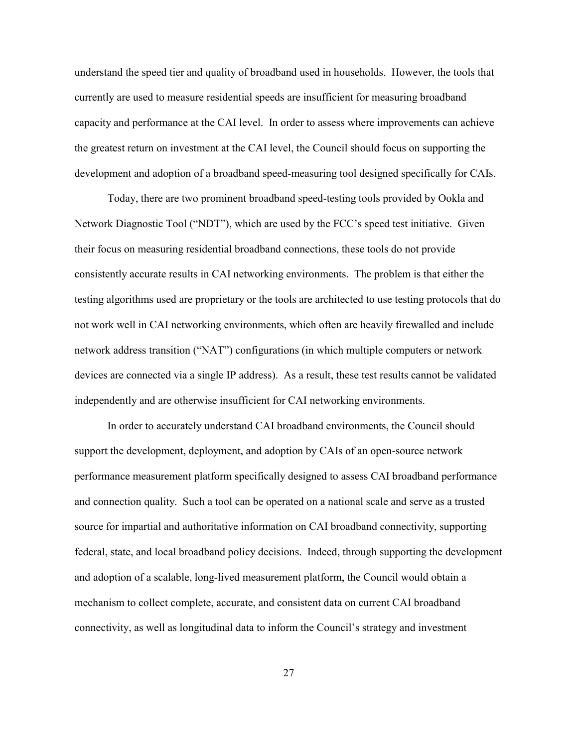understand the speed tier and quality of broadband used in households. However, the tools that currently are used to measure residential speeds are insufficient for measuring broadband capacity and performance at the CAI level. In order to assess where improvements can achieve the greatest return on investment at the CAI level, the Council should focus on supporting the development and adoption of a broadband speed-measuring tool designed specifically for CAIs.

Today, there are two prominent broadband speed-testing tools provided by Ookla and Network Diagnostic Tool ("NDT"), which are used by the FCC's speed test initiative. Given their focus on measuring residential broadband connections, these tools do not provide consistently accurate results in CAI networking environments. The problem is that either the testing algorithms used are proprietary or the tools are architected to use testing protocols that do not work well in CAI networking environments, which often are heavily firewalled and include network address transition ("NAT") configurations (in which multiple computers or network devices are connected via a single IP address). As a result, these test results cannot be validated independently and are otherwise insufficient for CAI networking environments.

In order to accurately understand CAI broadband environments, the Council should support the development, deployment, and adoption by CAIs of an open-source network performance measurement platform specifically designed to assess CAI broadband performance and connection quality. Such a tool can be operated on a national scale and serve as a trusted source for impartial and authoritative information on CAI broadband connectivity, supporting federal, state, and local broadband policy decisions. Indeed, through supporting the development and adoption of a scalable, long-lived measurement platform, the Council would obtain a mechanism to collect complete, accurate, and consistent data on current CAI broadband connectivity, as well as longitudinal data to inform the Council's strategy and investment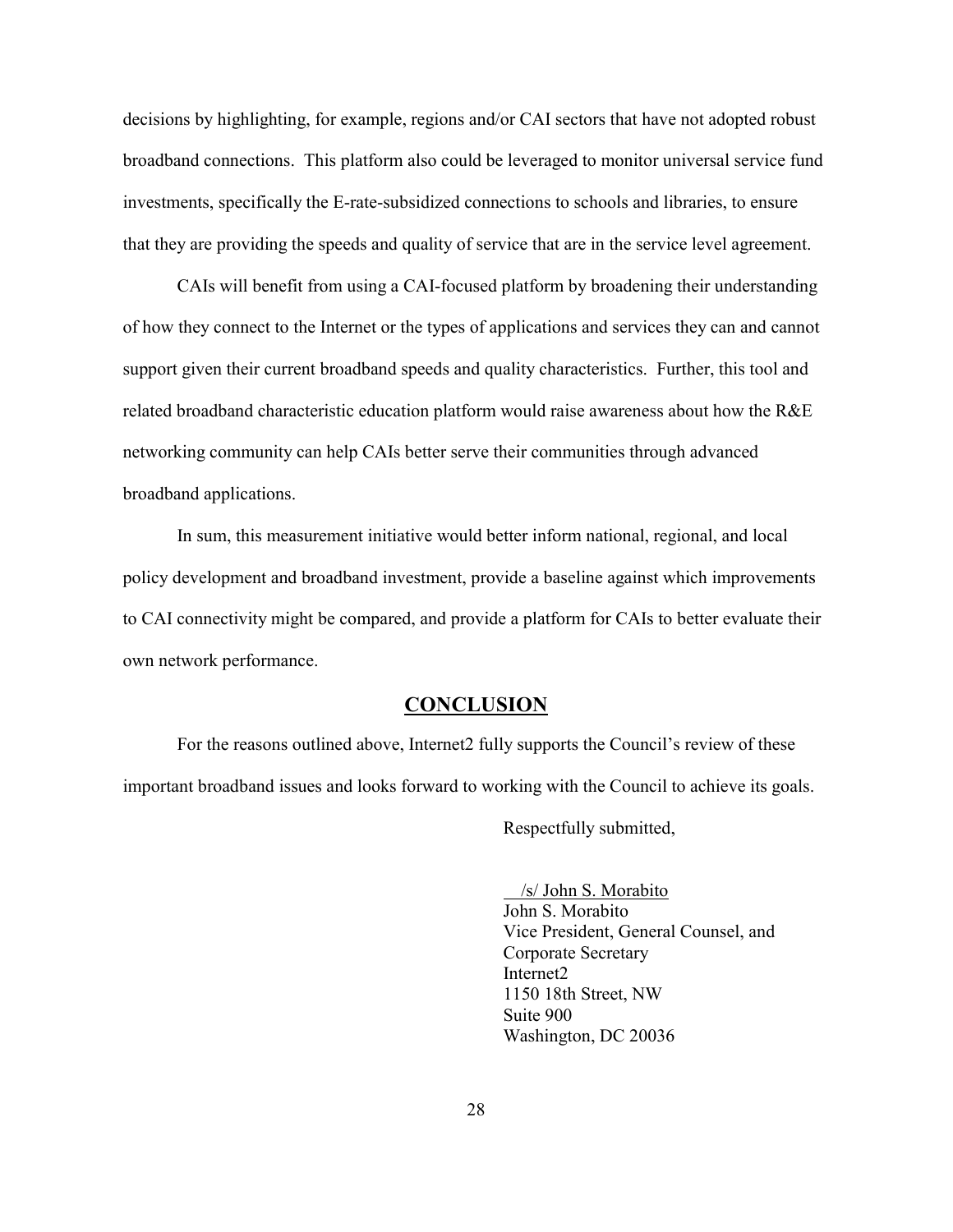decisions by highlighting, for example, regions and/or CAI sectors that have not adopted robust broadband connections. This platform also could be leveraged to monitor universal service fund investments, specifically the E-rate-subsidized connections to schools and libraries, to ensure that they are providing the speeds and quality of service that are in the service level agreement.

CAIs will benefit from using a CAI-focused platform by broadening their understanding of how they connect to the Internet or the types of applications and services they can and cannot support given their current broadband speeds and quality characteristics. Further, this tool and related broadband characteristic education platform would raise awareness about how the R&E networking community can help CAIs better serve their communities through advanced broadband applications.

In sum, this measurement initiative would better inform national, regional, and local policy development and broadband investment, provide a baseline against which improvements to CAI connectivity might be compared, and provide a platform for CAIs to better evaluate their own network performance.

## CONCLUSION

For the reasons outlined above, Internet2 fully supports the Council's review of these important broadband issues and looks forward to working with the Council to achieve its goals.

Respectfully submitted,

/s/ John S. Morabito
John S. Morabito
Vice President, General Counsel, and
Corporate Secretary
Internet2
1150 18th Street, NW
Suite 900
Washington, DC 20036